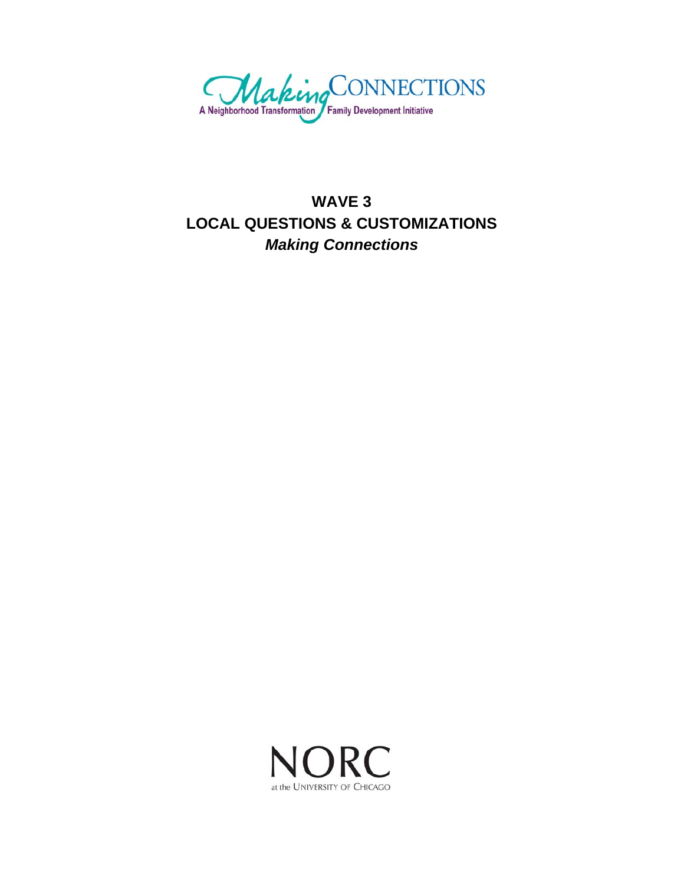Making CONNECTIONS

A Neighborhood Transformation Family Development Initiative

# WAVE 3
# LOCAL QUESTIONS & CUSTOMIZATIONS
# *Making Connections*

NORC

at the UNIVERSITY OF CHICAGO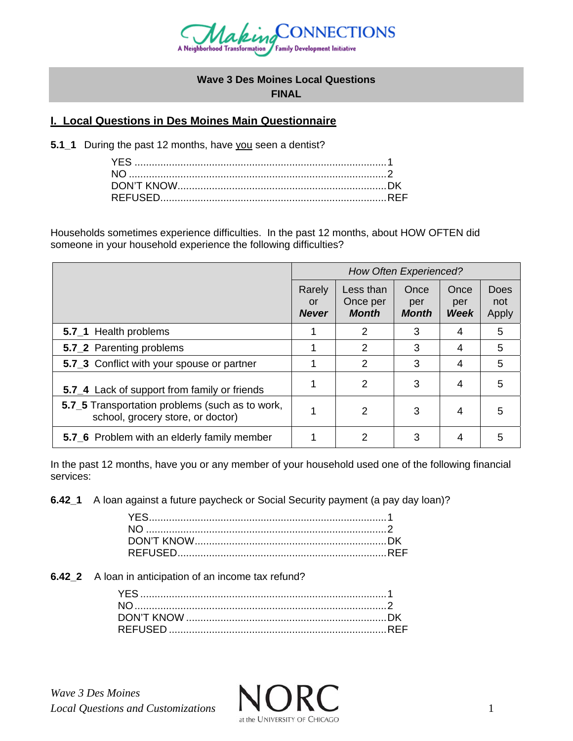**Wave 3 Des Moines Local Questions**
**FINAL**

## I. Local Questions in Des Moines Main Questionnaire

**5.1_1** During the past 12 months, have you seen a dentist?

YES ........................................................................................1
NO ..........................................................................................2
DON'T KNOW.........................................................................DK
REFUSED...............................................................................REF

Households sometimes experience difficulties. In the past 12 months, about HOW OFTEN did someone in your household experience the following difficulties?

| | *How Often Experienced?* | | | | |
|---|---|---|---|---|---|
| | Rarely or ***Never*** | Less than Once per ***Month*** | Once per ***Month*** | Once per ***Week*** | Does not Apply |
| **5.7_1** Health problems | 1 | 2 | 3 | 4 | 5 |
| **5.7_2** Parenting problems | 1 | 2 | 3 | 4 | 5 |
| **5.7_3** Conflict with your spouse or partner | 1 | 2 | 3 | 4 | 5 |
| **5.7_4** Lack of support from family or friends | 1 | 2 | 3 | 4 | 5 |
| **5.7_5** Transportation problems (such as to work, school, grocery store, or doctor) | 1 | 2 | 3 | 4 | 5 |
| **5.7_6** Problem with an elderly family member | 1 | 2 | 3 | 4 | 5 |

In the past 12 months, have you or any member of your household used one of the following financial services:

**6.42_1** A loan against a future paycheck or Social Security payment (a pay day loan)?

YES...................................................................................1
NO ....................................................................................2
DON'T KNOW...................................................................DK
REFUSED.........................................................................REF

**6.42_2** A loan in anticipation of an income tax refund?

YES .....................................................................................1
NO........................................................................................2
DON'T KNOW ......................................................................DK
REFUSED ............................................................................REF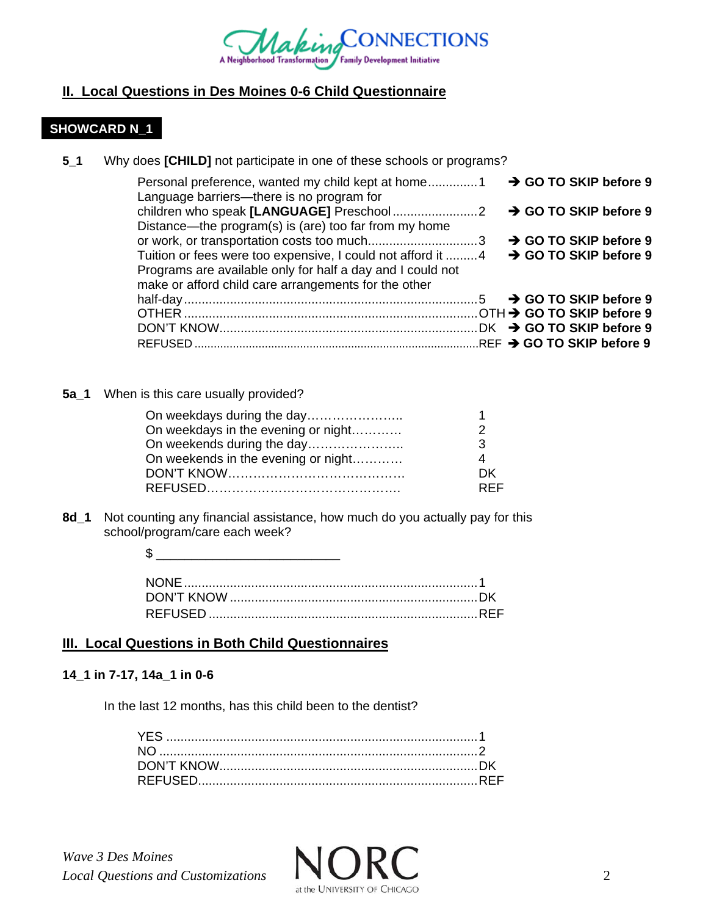## II. Local Questions in Des Moines 0-6 Child Questionnaire

**SHOWCARD N_1**

**5_1** Why does **[CHILD]** not participate in one of these schools or programs?

| | | |
|---|---|---|
| Personal preference, wanted my child kept at home | 1 | → **GO TO SKIP before 9** |
| Language barriers—there is no program for children who speak **[LANGUAGE]** Preschool | 2 | → **GO TO SKIP before 9** |
| Distance—the program(s) is (are) too far from my home or work, or transportation costs too much | 3 | → **GO TO SKIP before 9** |
| Tuition or fees were too expensive, I could not afford it | 4 | → **GO TO SKIP before 9** |
| Programs are available only for half a day and I could not make or afford child care arrangements for the other half-day | 5 | → **GO TO SKIP before 9** |
| OTHER | OTH | → **GO TO SKIP before 9** |
| DON'T KNOW | DK | → **GO TO SKIP before 9** |
| REFUSED | REF | → **GO TO SKIP before 9** |

**5a_1** When is this care usually provided?

| | |
|---|---|
| On weekdays during the day | 1 |
| On weekdays in the evening or night | 2 |
| On weekends during the day | 3 |
| On weekends in the evening or night | 4 |
| DON'T KNOW | DK |
| REFUSED | REF |

**8d_1** Not counting any financial assistance, how much do you actually pay for this school/program/care each week?

$ ________________________

| | |
|---|---|
| NONE | 1 |
| DON'T KNOW | DK |
| REFUSED | REF |

## III. Local Questions in Both Child Questionnaires

**14_1 in 7-17, 14a_1 in 0-6**

In the last 12 months, has this child been to the dentist?

| | |
|---|---|
| YES | 1 |
| NO | 2 |
| DON'T KNOW | DK |
| REFUSED | REF |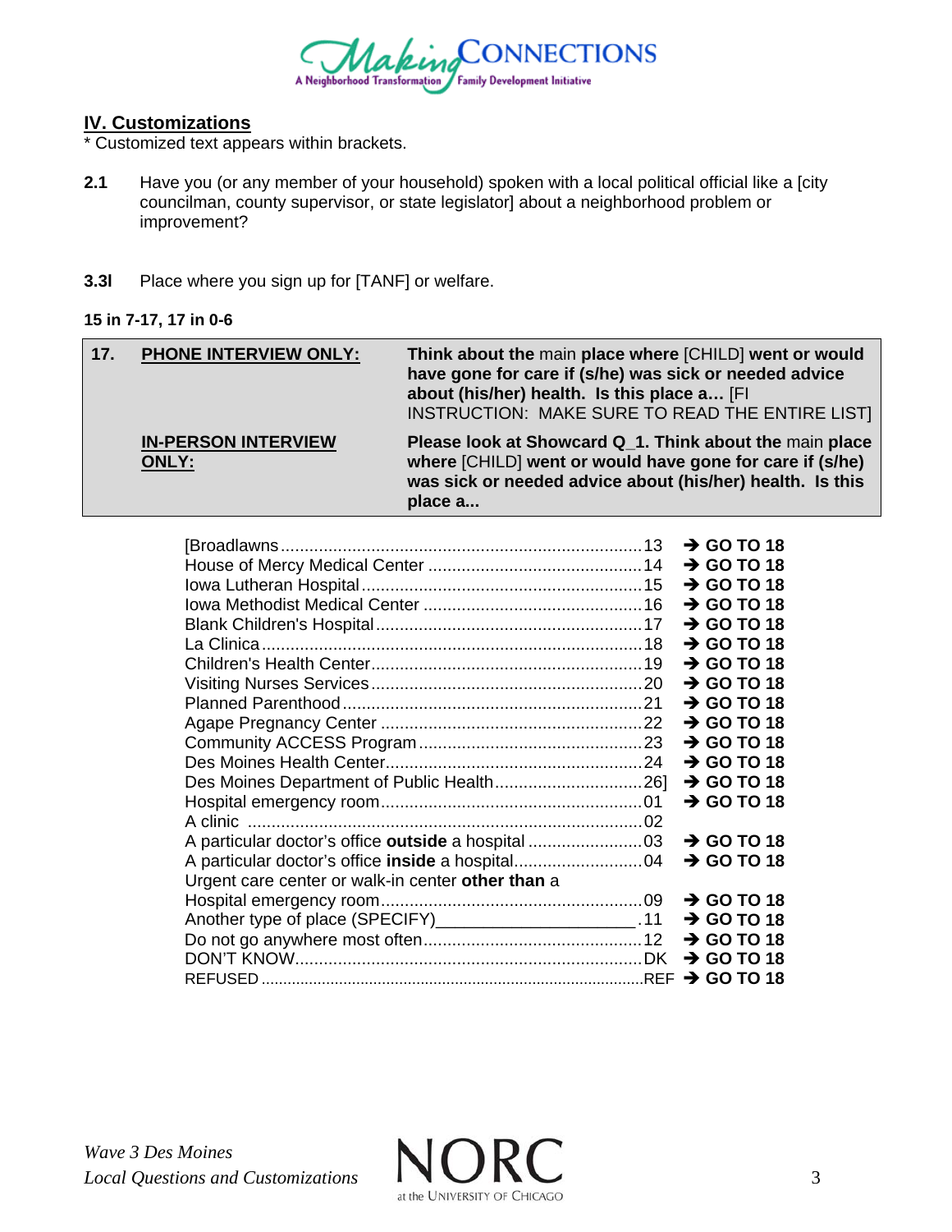## IV. Customizations

\* Customized text appears within brackets.

**2.1** Have you (or any member of your household) spoken with a local political official like a [city councilman, county supervisor, or state legislator] about a neighborhood problem or improvement?

**3.3l** Place where you sign up for [TANF] or welfare.

**15 in 7-17, 17 in 0-6**

| **17.** | **PHONE INTERVIEW ONLY:** | **Think about the** main **place where** [CHILD] **went or would have gone for care if (s/he) was sick or needed advice about (his/her) health. Is this place a…** [FI INSTRUCTION: MAKE SURE TO READ THE ENTIRE LIST] |
|---|---|---|
| | **IN-PERSON INTERVIEW ONLY:** | **Please look at Showcard Q_1. Think about the** main **place where** [CHILD] **went or would have gone for care if (s/he) was sick or needed advice about (his/her) health. Is this place a...** |

| Response | Code | Skip |
|---|---|---|
| [Broadlawns | 13 | → **GO TO 18** |
| House of Mercy Medical Center | 14 | → **GO TO 18** |
| Iowa Lutheran Hospital | 15 | → **GO TO 18** |
| Iowa Methodist Medical Center | 16 | → **GO TO 18** |
| Blank Children's Hospital | 17 | → **GO TO 18** |
| La Clinica | 18 | → **GO TO 18** |
| Children's Health Center | 19 | → **GO TO 18** |
| Visiting Nurses Services | 20 | → **GO TO 18** |
| Planned Parenthood | 21 | → **GO TO 18** |
| Agape Pregnancy Center | 22 | → **GO TO 18** |
| Community ACCESS Program | 23 | → **GO TO 18** |
| Des Moines Health Center | 24 | → **GO TO 18** |
| Des Moines Department of Public Health | 26] | → **GO TO 18** |
| Hospital emergency room | 01 | → **GO TO 18** |
| A clinic | 02 | |
| A particular doctor's office **outside** a hospital | 03 | → **GO TO 18** |
| A particular doctor's office **inside** a hospital | 04 | → **GO TO 18** |
| Urgent care center or walk-in center **other than** a Hospital emergency room | 09 | → **GO TO 18** |
| Another type of place (SPECIFY)____________________ | 11 | → **GO TO 18** |
| Do not go anywhere most often | 12 | → **GO TO 18** |
| DON'T KNOW | DK | → **GO TO 18** |
| REFUSED | REF | → **GO TO 18** |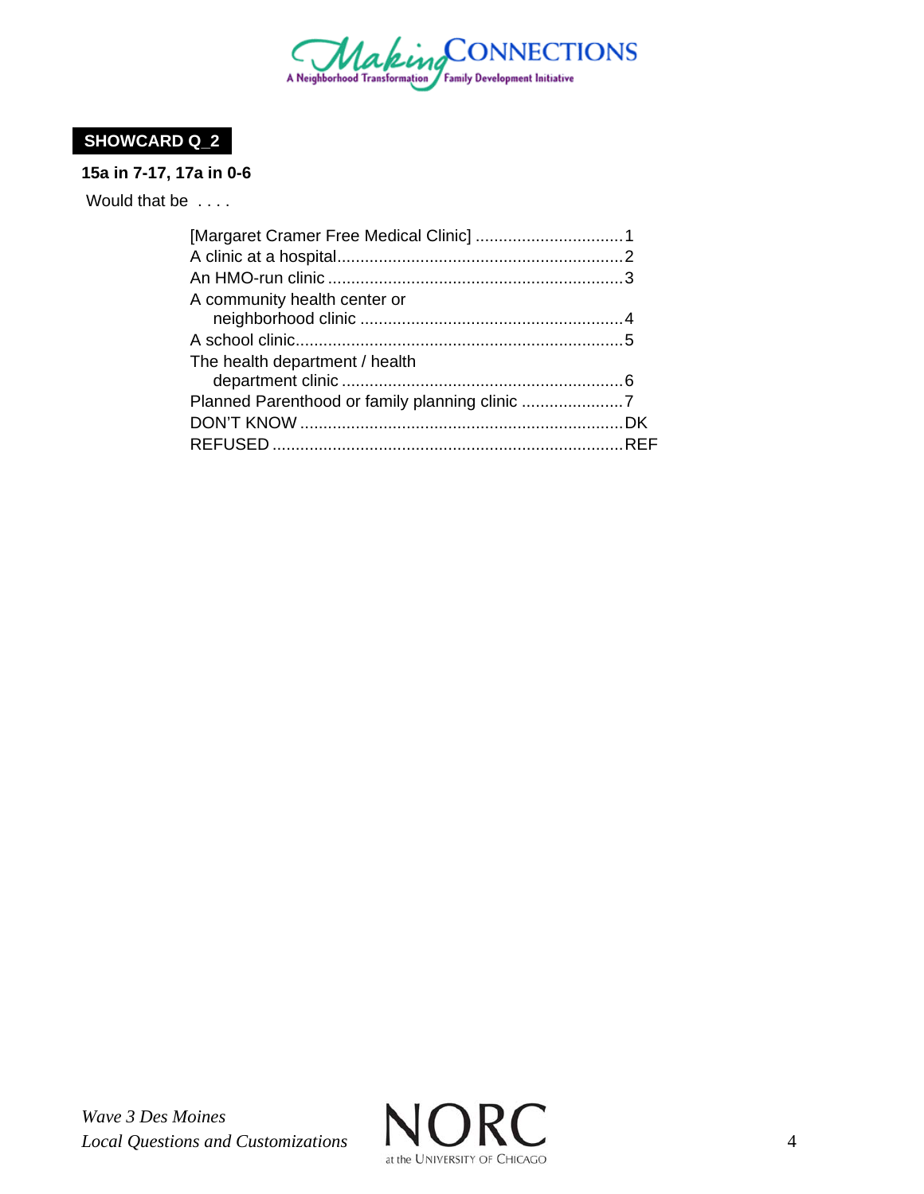**SHOWCARD Q_2**

**15a in 7-17, 17a in 0-6**

Would that be . . . .

| | |
|---|---|
| [Margaret Cramer Free Medical Clinic] | 1 |
| A clinic at a hospital | 2 |
| An HMO-run clinic | 3 |
| A community health center or neighborhood clinic | 4 |
| A school clinic | 5 |
| The health department / health department clinic | 6 |
| Planned Parenthood or family planning clinic | 7 |
| DON'T KNOW | DK |
| REFUSED | REF |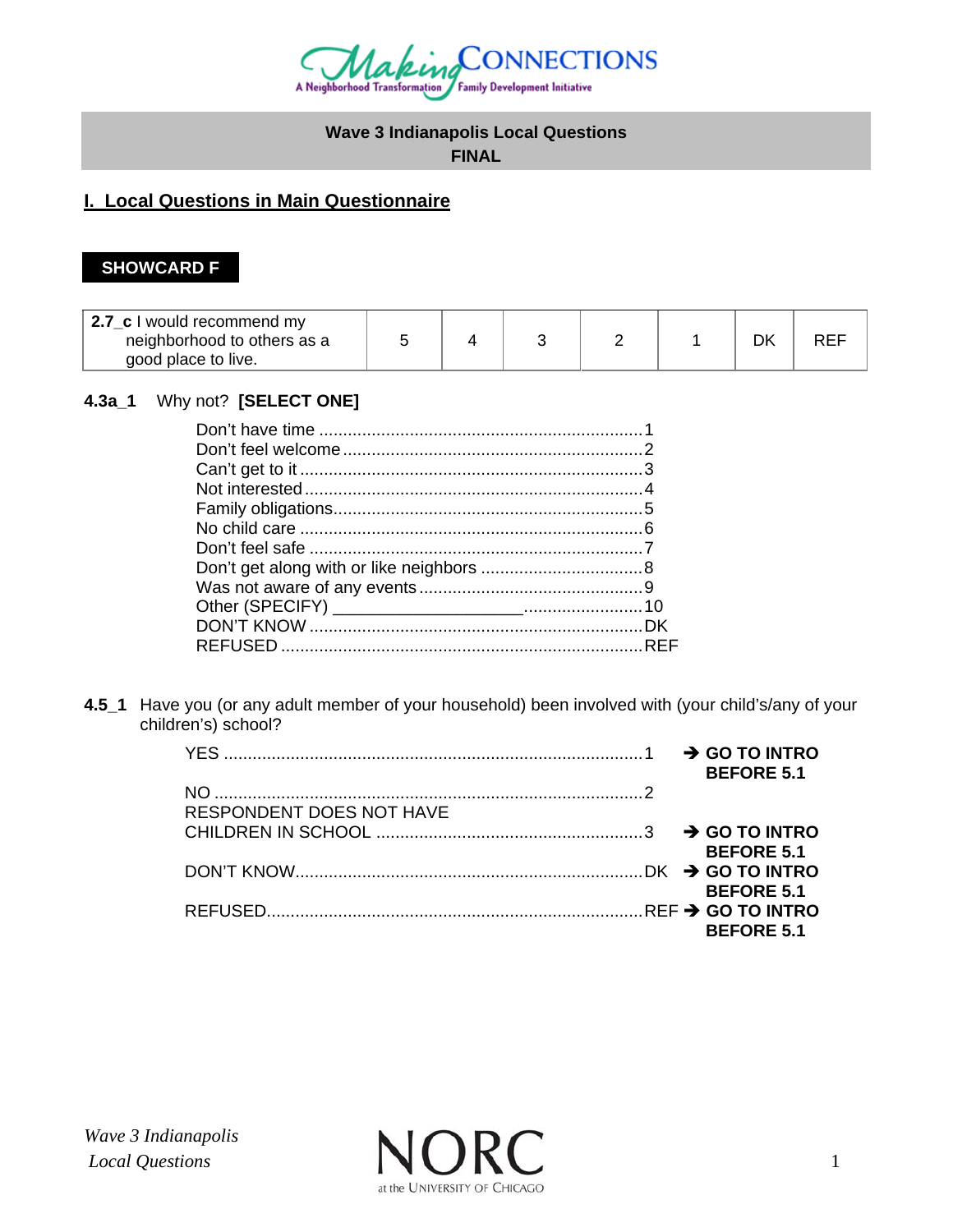**Wave 3 Indianapolis Local Questions**
**FINAL**

## I. Local Questions in Main Questionnaire

**SHOWCARD F**

| **2.7_c** I would recommend my neighborhood to others as a good place to live. | 5 | 4 | 3 | 2 | 1 | DK | REF |
|---|---|---|---|---|---|---|---|

**4.3a_1** Why not? **[SELECT ONE]**

Don't have time ....................................................................1
Don't feel welcome ...............................................................2
Can't get to it ........................................................................3
Not interested .......................................................................4
Family obligations..................................................................5
No child care .........................................................................6
Don't feel safe .......................................................................7
Don't get along with or like neighbors ..................................8
Was not aware of any events ...............................................9
Other (SPECIFY) ____________________.........................10
DON'T KNOW ......................................................................DK
REFUSED ............................................................................REF

**4.5_1** Have you (or any adult member of your household) been involved with (your child's/any of your children's) school?

YES ........................................................................................1 ➔ **GO TO INTRO BEFORE 5.1**
NO ..........................................................................................2
RESPONDENT DOES NOT HAVE CHILDREN IN SCHOOL ........................................................3 ➔ **GO TO INTRO BEFORE 5.1**
DON'T KNOW.........................................................................DK ➔ **GO TO INTRO BEFORE 5.1**
REFUSED...............................................................................REF ➔ **GO TO INTRO BEFORE 5.1**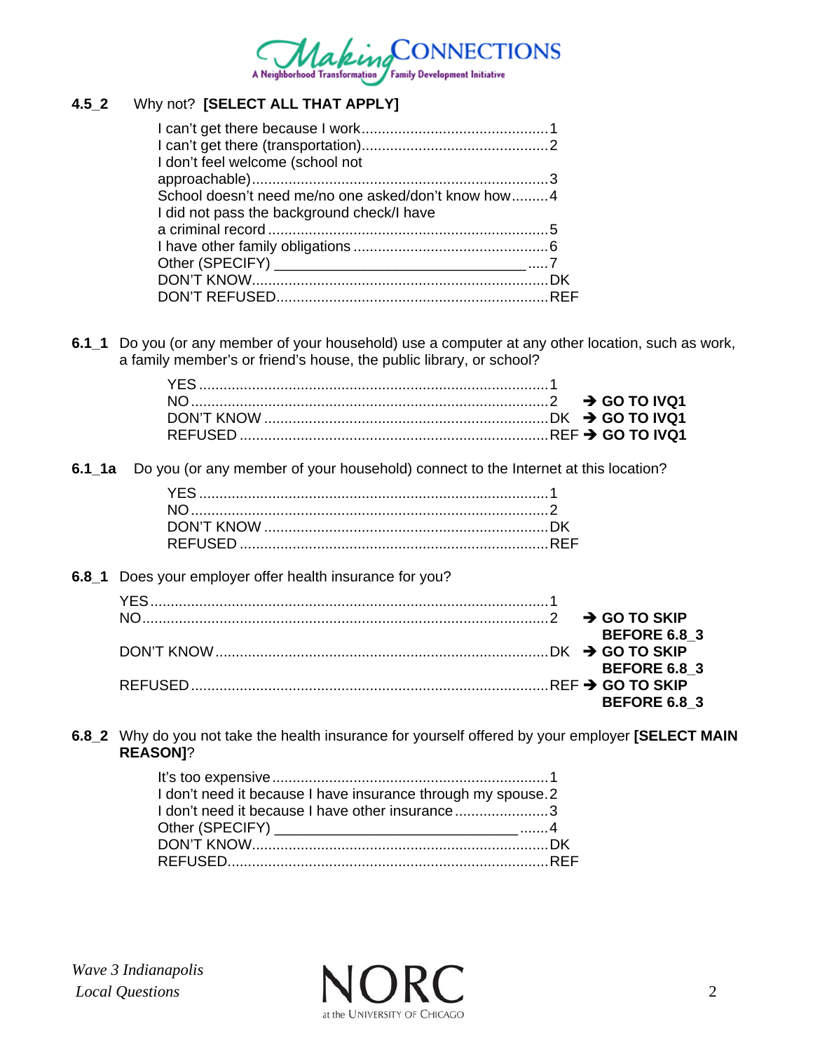**4.5_2** Why not? **[SELECT ALL THAT APPLY]**

I can't get there because I work.............................................1
I can't get there (transportation).............................................2
I don't feel welcome (school not approachable).........................................................................3
School doesn't need me/no one asked/don't know how.........4
I did not pass the background check/I have a criminal record .....................................................................5
I have other family obligations ................................................6
Other (SPECIFY) _______________________________ .....7
DON'T KNOW.........................................................................DK
DON'T REFUSED...................................................................REF

**6.1_1** Do you (or any member of your household) use a computer at any other location, such as work, a family member's or friend's house, the public library, or school?

YES ......................................................................................1
NO........................................................................................2 ➔ **GO TO IVQ1**
DON'T KNOW ......................................................................DK ➔ **GO TO IVQ1**
REFUSED ............................................................................REF ➔ **GO TO IVQ1**

**6.1_1a** Do you (or any member of your household) connect to the Internet at this location?

YES ......................................................................................1
NO........................................................................................2
DON'T KNOW ......................................................................DK
REFUSED ............................................................................REF

**6.8_1** Does your employer offer health insurance for you?

YES.................................................................................................1
NO...................................................................................................2 ➔ **GO TO SKIP BEFORE 6.8_3**
DON'T KNOW..................................................................................DK ➔ **GO TO SKIP BEFORE 6.8_3**
REFUSED.......................................................................................REF ➔ **GO TO SKIP BEFORE 6.8_3**

**6.8_2** Why do you not take the health insurance for yourself offered by your employer **[SELECT MAIN REASON]**?

It's too expensive....................................................................1
I don't need it because I have insurance through my spouse.2
I don't need it because I have other insurance.......................3
Other (SPECIFY) _______________________________.......4
DON'T KNOW.........................................................................DK
REFUSED...............................................................................REF

*Wave 3 Indianapolis Local Questions*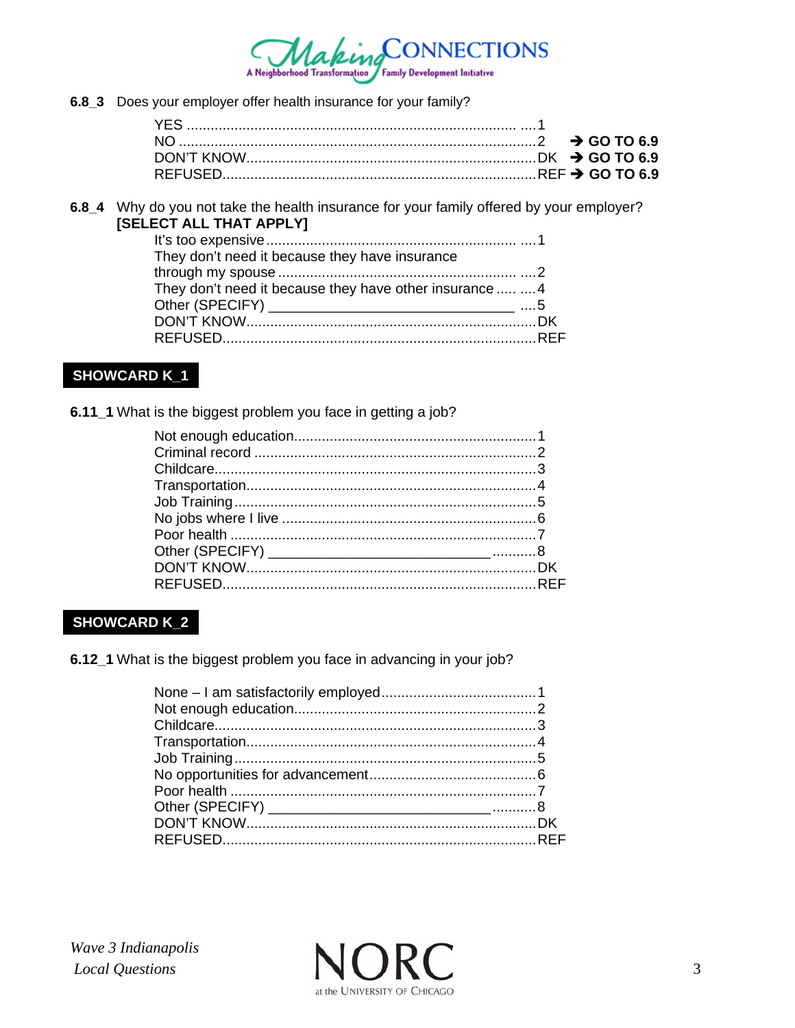**6.8_3** Does your employer offer health insurance for your family?

| | | |
|---|---|---|
| YES | 1 | |
| NO | 2 | → **GO TO 6.9** |
| DON'T KNOW | DK | → **GO TO 6.9** |
| REFUSED | REF | → **GO TO 6.9** |

**6.8_4** Why do you not take the health insurance for your family offered by your employer? **[SELECT ALL THAT APPLY]**

| | |
|---|---|
| It's too expensive | 1 |
| They don't need it because they have insurance through my spouse | 2 |
| They don't need it because they have other insurance | 4 |
| Other (SPECIFY) ______________________________ | 5 |
| DON'T KNOW | DK |
| REFUSED | REF |

**SHOWCARD K_1**

**6.11_1** What is the biggest problem you face in getting a job?

| | |
|---|---|
| Not enough education | 1 |
| Criminal record | 2 |
| Childcare | 3 |
| Transportation | 4 |
| Job Training | 5 |
| No jobs where I live | 6 |
| Poor health | 7 |
| Other (SPECIFY) ___________________________ | 8 |
| DON'T KNOW | DK |
| REFUSED | REF |

**SHOWCARD K_2**

**6.12_1** What is the biggest problem you face in advancing in your job?

| | |
|---|---|
| None – I am satisfactorily employed | 1 |
| Not enough education | 2 |
| Childcare | 3 |
| Transportation | 4 |
| Job Training | 5 |
| No opportunities for advancement | 6 |
| Poor health | 7 |
| Other (SPECIFY) ___________________________ | 8 |
| DON'T KNOW | DK |
| REFUSED | REF |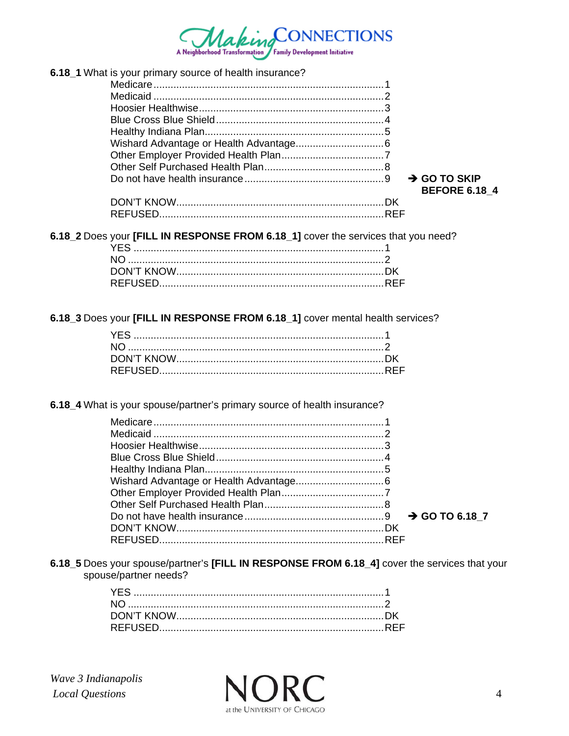**6.18_1** What is your primary source of health insurance?

| | | |
|---|---|---|
| Medicare | 1 | |
| Medicaid | 2 | |
| Hoosier Healthwise | 3 | |
| Blue Cross Blue Shield | 4 | |
| Healthy Indiana Plan | 5 | |
| Wishard Advantage or Health Advantage | 6 | |
| Other Employer Provided Health Plan | 7 | |
| Other Self Purchased Health Plan | 8 | |
| Do not have health insurance | 9 | → **GO TO SKIP BEFORE 6.18_4** |
| DON'T KNOW | DK | |
| REFUSED | REF | |

**6.18_2** Does your **[FILL IN RESPONSE FROM 6.18_1]** cover the services that you need?

| | |
|---|---|
| YES | 1 |
| NO | 2 |
| DON'T KNOW | DK |
| REFUSED | REF |

**6.18_3** Does your **[FILL IN RESPONSE FROM 6.18_1]** cover mental health services?

| | |
|---|---|
| YES | 1 |
| NO | 2 |
| DON'T KNOW | DK |
| REFUSED | REF |

**6.18_4** What is your spouse/partner's primary source of health insurance?

| | | |
|---|---|---|
| Medicare | 1 | |
| Medicaid | 2 | |
| Hoosier Healthwise | 3 | |
| Blue Cross Blue Shield | 4 | |
| Healthy Indiana Plan | 5 | |
| Wishard Advantage or Health Advantage | 6 | |
| Other Employer Provided Health Plan | 7 | |
| Other Self Purchased Health Plan | 8 | |
| Do not have health insurance | 9 | → **GO TO 6.18_7** |
| DON'T KNOW | DK | |
| REFUSED | REF | |

**6.18_5** Does your spouse/partner's **[FILL IN RESPONSE FROM 6.18_4]** cover the services that your spouse/partner needs?

| | |
|---|---|
| YES | 1 |
| NO | 2 |
| DON'T KNOW | DK |
| REFUSED | REF |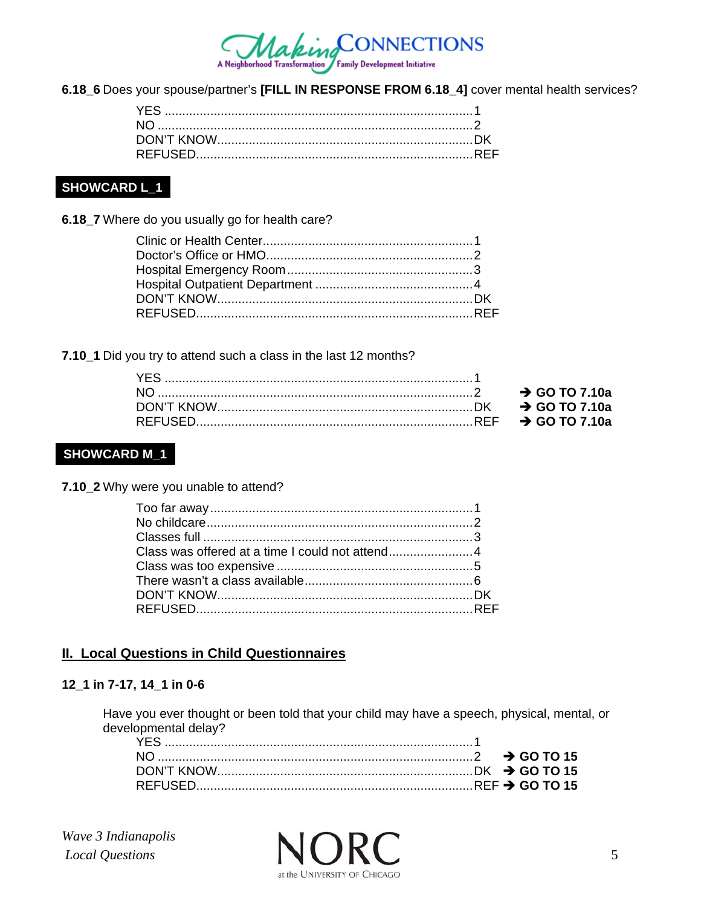**6.18_6** Does your spouse/partner's **[FILL IN RESPONSE FROM 6.18_4]** cover mental health services?

| | |
|---|---|
| YES | 1 |
| NO | 2 |
| DON'T KNOW | DK |
| REFUSED | REF |

**SHOWCARD L_1**

**6.18_7** Where do you usually go for health care?

| | |
|---|---|
| Clinic or Health Center | 1 |
| Doctor's Office or HMO | 2 |
| Hospital Emergency Room | 3 |
| Hospital Outpatient Department | 4 |
| DON'T KNOW | DK |
| REFUSED | REF |

**7.10_1** Did you try to attend such a class in the last 12 months?

| | | |
|---|---|---|
| YES | 1 | |
| NO | 2 | **→ GO TO 7.10a** |
| DON'T KNOW | DK | **→ GO TO 7.10a** |
| REFUSED | REF | **→ GO TO 7.10a** |

**SHOWCARD M_1**

**7.10_2** Why were you unable to attend?

| | |
|---|---|
| Too far away | 1 |
| No childcare | 2 |
| Classes full | 3 |
| Class was offered at a time I could not attend | 4 |
| Class was too expensive | 5 |
| There wasn't a class available | 6 |
| DON'T KNOW | DK |
| REFUSED | REF |

## II. Local Questions in Child Questionnaires

### 12_1 in 7-17, 14_1 in 0-6

Have you ever thought or been told that your child may have a speech, physical, mental, or developmental delay?

| | | |
|---|---|---|
| YES | 1 | |
| NO | 2 | **→ GO TO 15** |
| DON'T KNOW | DK | **→ GO TO 15** |
| REFUSED | REF | **→ GO TO 15** |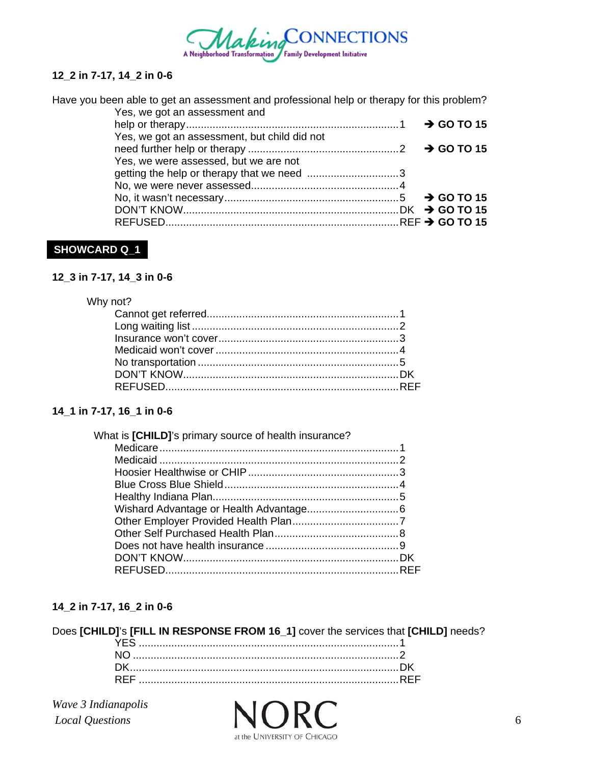**12_2 in 7-17, 14_2 in 0-6**

Have you been able to get an assessment and professional help or therapy for this problem?

Yes, we got an assessment and help or therapy.......................................................................1 → **GO TO 15**
Yes, we got an assessment, but child did not need further help or therapy ..................................................2 → **GO TO 15**
Yes, we were assessed, but we are not getting the help or therapy that we need ...............................3
No, we were never assessed.................................................4
No, it wasn't necessary...........................................................5 → **GO TO 15**
DON'T KNOW........................................................................DK → **GO TO 15**
REFUSED..............................................................................REF → **GO TO 15**

**SHOWCARD Q_1**

**12_3 in 7-17, 14_3 in 0-6**

Why not?

Cannot get referred................................................................1
Long waiting list .....................................................................2
Insurance won't cover............................................................3
Medicaid won't cover .............................................................4
No transportation ...................................................................5
DON'T KNOW........................................................................DK
REFUSED..............................................................................REF

**14_1 in 7-17, 16_1 in 0-6**

What is **[CHILD]**'s primary source of health insurance?

Medicare................................................................................1
Medicaid ................................................................................2
Hoosier Healthwise or CHIP ..................................................3
Blue Cross Blue Shield..........................................................4
Healthy Indiana Plan..............................................................5
Wishard Advantage or Health Advantage...............................6
Other Employer Provided Health Plan....................................7
Other Self Purchased Health Plan..........................................8
Does not have health insurance ............................................9
DON'T KNOW........................................................................DK
REFUSED..............................................................................REF

**14_2 in 7-17, 16_2 in 0-6**

Does **[CHILD]**'s **[FILL IN RESPONSE FROM 16_1]** cover the services that **[CHILD]** needs?

YES .......................................................................................1
NO .........................................................................................2
DK..........................................................................................DK
REF .......................................................................................REF

*Wave 3 Indianapolis Local Questions*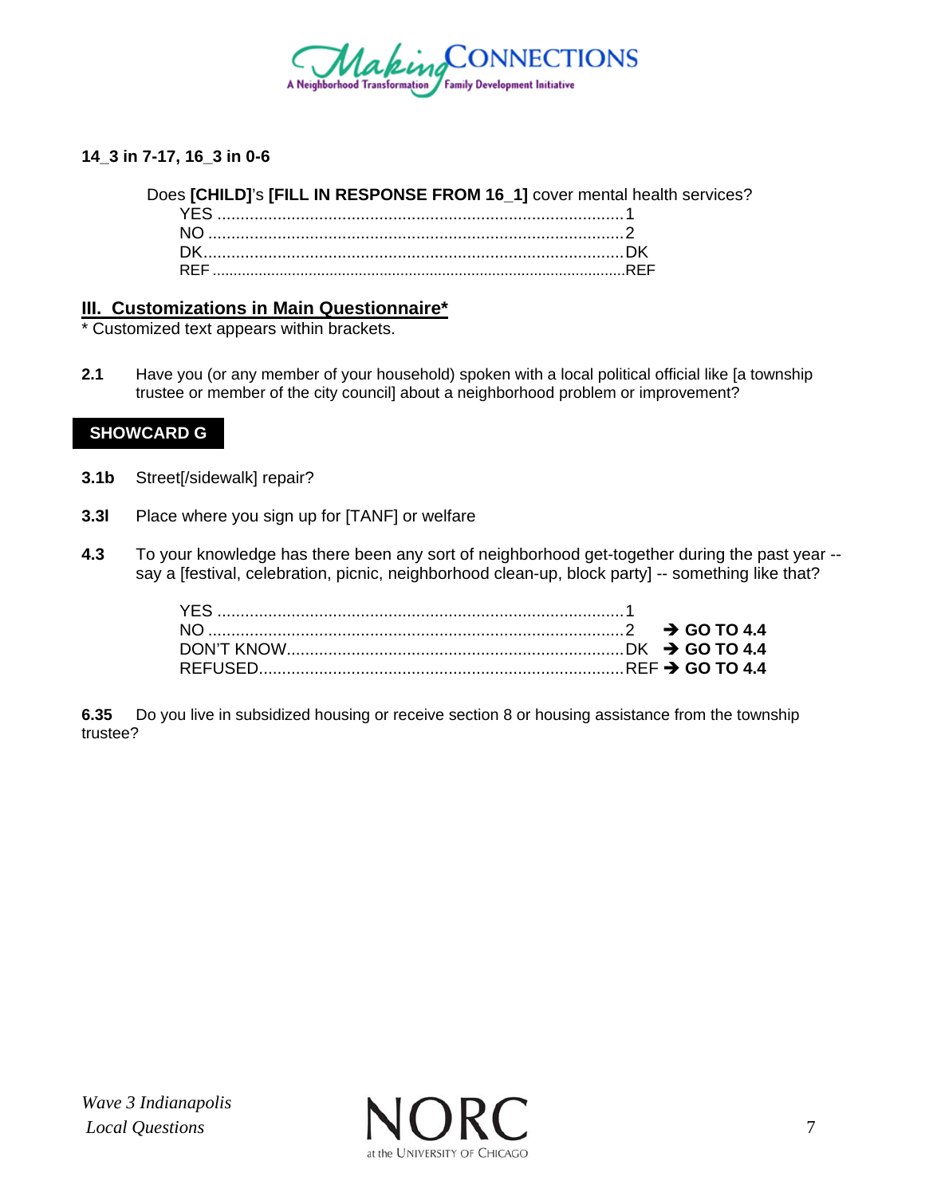**14_3 in 7-17, 16_3 in 0-6**

Does **[CHILD]**'s **[FILL IN RESPONSE FROM 16_1]** cover mental health services?

YES ........................................................................................1
NO ..........................................................................................2
DK............................................................................................DK
REF ..................................................................................................REF

## III. Customizations in Main Questionnaire*

* Customized text appears within brackets.

**2.1** Have you (or any member of your household) spoken with a local political official like [a township trustee or member of the city council] about a neighborhood problem or improvement?

**SHOWCARD G**

**3.1b** Street[/sidewalk] repair?

**3.3l** Place where you sign up for [TANF] or welfare

**4.3** To your knowledge has there been any sort of neighborhood get-together during the past year -- say a [festival, celebration, picnic, neighborhood clean-up, block party] -- something like that?

YES ........................................................................................1
NO ..........................................................................................2 ➔ **GO TO 4.4**
DON'T KNOW..........................................................................DK ➔ **GO TO 4.4**
REFUSED...............................................................................REF ➔ **GO TO 4.4**

**6.35** Do you live in subsidized housing or receive section 8 or housing assistance from the township trustee?

*Wave 3 Indianapolis*
*Local Questions*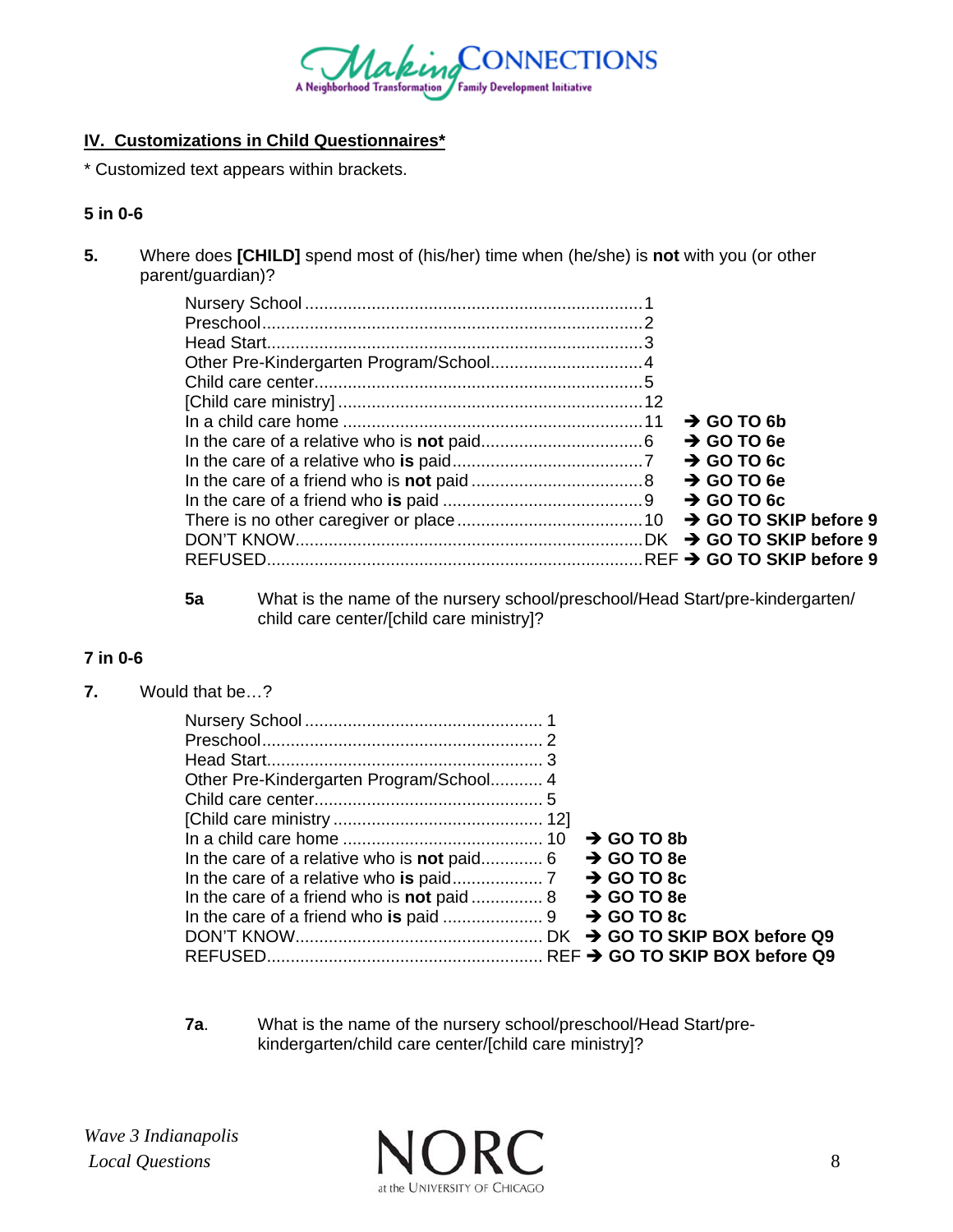## IV. Customizations in Child Questionnaires*

\* Customized text appears within brackets.

**5 in 0-6**

**5.** Where does **[CHILD]** spend most of (his/her) time when (he/she) is **not** with you (or other parent/guardian)?

| Response | Code | Skip |
|---|---|---|
| Nursery School | 1 | |
| Preschool | 2 | |
| Head Start | 3 | |
| Other Pre-Kindergarten Program/School | 4 | |
| Child care center | 5 | |
| [Child care ministry] | 12 | |
| In a child care home | 11 | → **GO TO 6b** |
| In the care of a relative who is **not** paid | 6 | → **GO TO 6e** |
| In the care of a relative who **is** paid | 7 | → **GO TO 6c** |
| In the care of a friend who is **not** paid | 8 | → **GO TO 6e** |
| In the care of a friend who **is** paid | 9 | → **GO TO 6c** |
| There is no other caregiver or place | 10 | → **GO TO SKIP before 9** |
| DON'T KNOW | DK | → **GO TO SKIP before 9** |
| REFUSED | REF | → **GO TO SKIP before 9** |

**5a** What is the name of the nursery school/preschool/Head Start/pre-kindergarten/ child care center/[child care ministry]?

**7 in 0-6**

**7.** Would that be…?

| Response | Code | Skip |
|---|---|---|
| Nursery School | 1 | |
| Preschool | 2 | |
| Head Start | 3 | |
| Other Pre-Kindergarten Program/School | 4 | |
| Child care center | 5 | |
| [Child care ministry | 12] | |
| In a child care home | 10 | → **GO TO 8b** |
| In the care of a relative who is **not** paid | 6 | → **GO TO 8e** |
| In the care of a relative who **is** paid | 7 | → **GO TO 8c** |
| In the care of a friend who is **not** paid | 8 | → **GO TO 8e** |
| In the care of a friend who **is** paid | 9 | → **GO TO 8c** |
| DON'T KNOW | DK | → **GO TO SKIP BOX before Q9** |
| REFUSED | REF | → **GO TO SKIP BOX before Q9** |

**7a**. What is the name of the nursery school/preschool/Head Start/pre-kindergarten/child care center/[child care ministry]?

*Wave 3 Indianapolis Local Questions*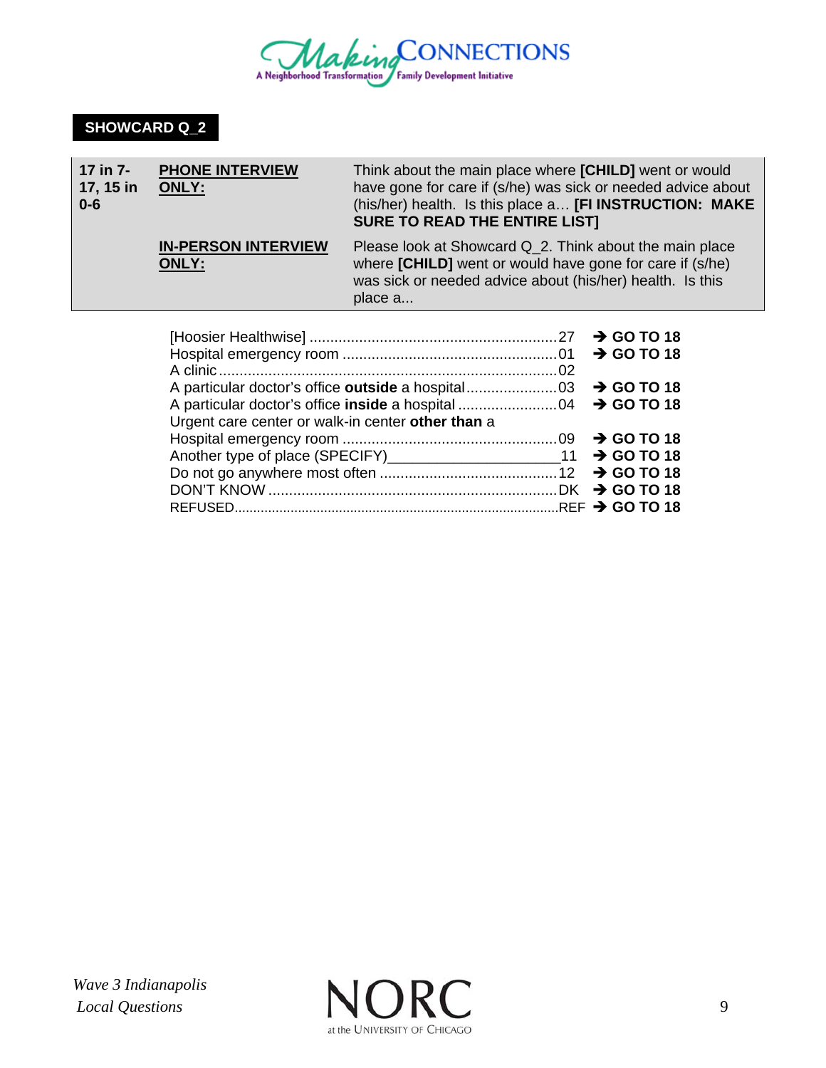**SHOWCARD Q_2**

| | | |
|---|---|---|
| **17 in 7-17, 15 in 0-6** | **PHONE INTERVIEW ONLY:** | Think about the main place where **[CHILD]** went or would have gone for care if (s/he) was sick or needed advice about (his/her) health. Is this place a… **[FI INSTRUCTION: MAKE SURE TO READ THE ENTIRE LIST]** |
| | **IN-PERSON INTERVIEW ONLY:** | Please look at Showcard Q_2. Think about the main place where **[CHILD]** went or would have gone for care if (s/he) was sick or needed advice about (his/her) health. Is this place a... |

| | | |
|---|---|---|
| [Hoosier Healthwise] | 27 | → **GO TO 18** |
| Hospital emergency room | 01 | → **GO TO 18** |
| A clinic | 02 | |
| A particular doctor's office **outside** a hospital | 03 | → **GO TO 18** |
| A particular doctor's office **inside** a hospital | 04 | → **GO TO 18** |
| Urgent care center or walk-in center **other than** a Hospital emergency room | 09 | → **GO TO 18** |
| Another type of place (SPECIFY)____________________ | 11 | → **GO TO 18** |
| Do not go anywhere most often | 12 | → **GO TO 18** |
| DON'T KNOW | DK | → **GO TO 18** |
| REFUSED | REF | → **GO TO 18** |

*Wave 3 Indianapolis Local Questions*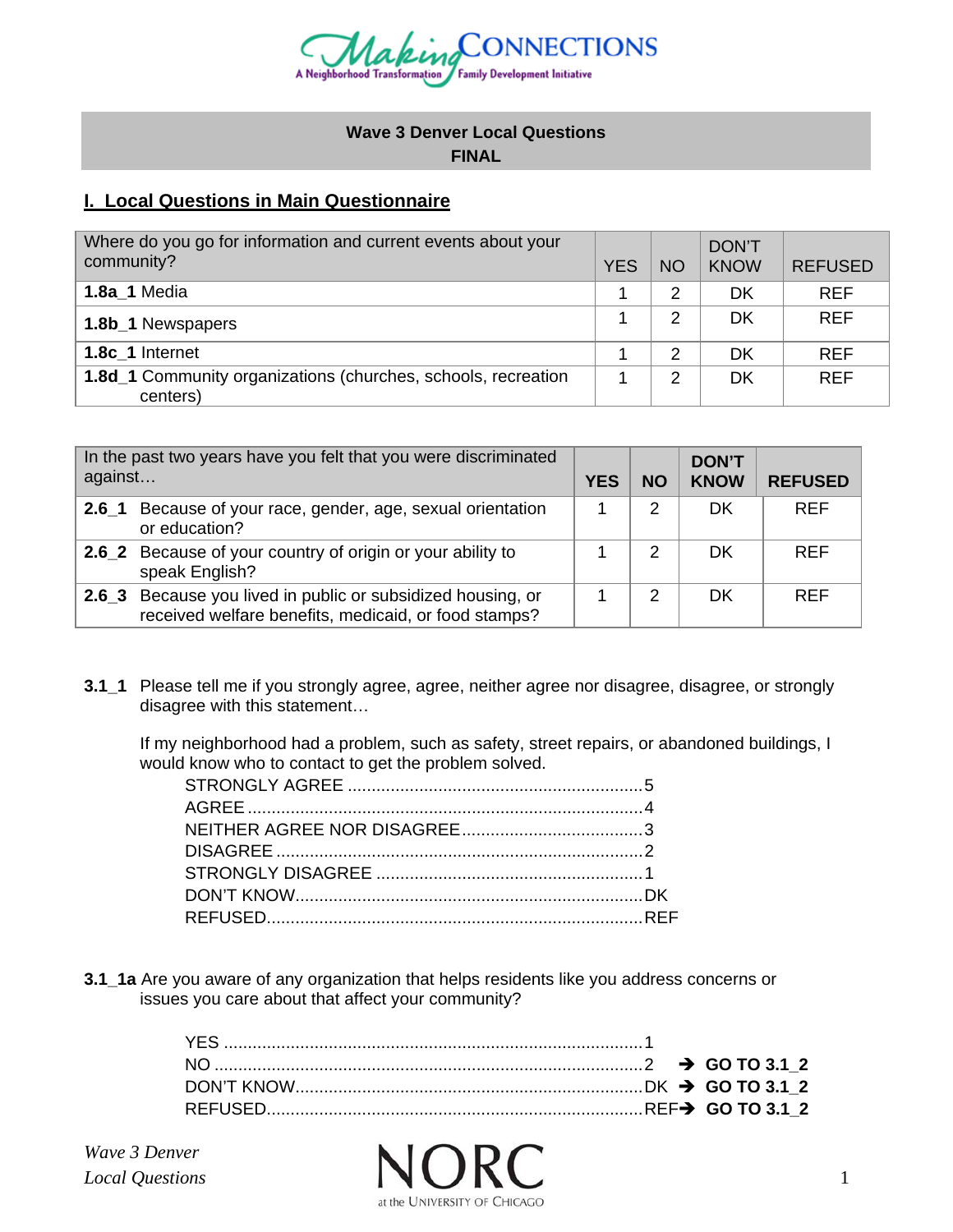**Wave 3 Denver Local Questions**
**FINAL**

## I. Local Questions in Main Questionnaire

| Where do you go for information and current events about your community? | YES | NO | DON'T KNOW | REFUSED |
|---|---|---|---|---|
| **1.8a_1** Media | 1 | 2 | DK | REF |
| **1.8b_1** Newspapers | 1 | 2 | DK | REF |
| **1.8c_1** Internet | 1 | 2 | DK | REF |
| **1.8d_1** Community organizations (churches, schools, recreation centers) | 1 | 2 | DK | REF |

| In the past two years have you felt that you were discriminated against… | **YES** | **NO** | **DON'T KNOW** | **REFUSED** |
|---|---|---|---|---|
| **2.6_1** Because of your race, gender, age, sexual orientation or education? | 1 | 2 | DK | REF |
| **2.6_2** Because of your country of origin or your ability to speak English? | 1 | 2 | DK | REF |
| **2.6_3** Because you lived in public or subsidized housing, or received welfare benefits, medicaid, or food stamps? | 1 | 2 | DK | REF |

**3.1_1** Please tell me if you strongly agree, agree, neither agree nor disagree, disagree, or strongly disagree with this statement…

If my neighborhood had a problem, such as safety, street repairs, or abandoned buildings, I would know who to contact to get the problem solved.

STRONGLY AGREE .............................................................5
AGREE ..................................................................................4
NEITHER AGREE NOR DISAGREE......................................3
DISAGREE ............................................................................2
STRONGLY DISAGREE ........................................................1
DON'T KNOW........................................................................DK
REFUSED..............................................................................REF

**3.1_1a** Are you aware of any organization that helps residents like you address concerns or issues you care about that affect your community?

YES .......................................................................................1
NO .........................................................................................2 ➔ **GO TO 3.1_2**
DON'T KNOW........................................................................DK ➔ **GO TO 3.1_2**
REFUSED..............................................................................REF➔ **GO TO 3.1_2**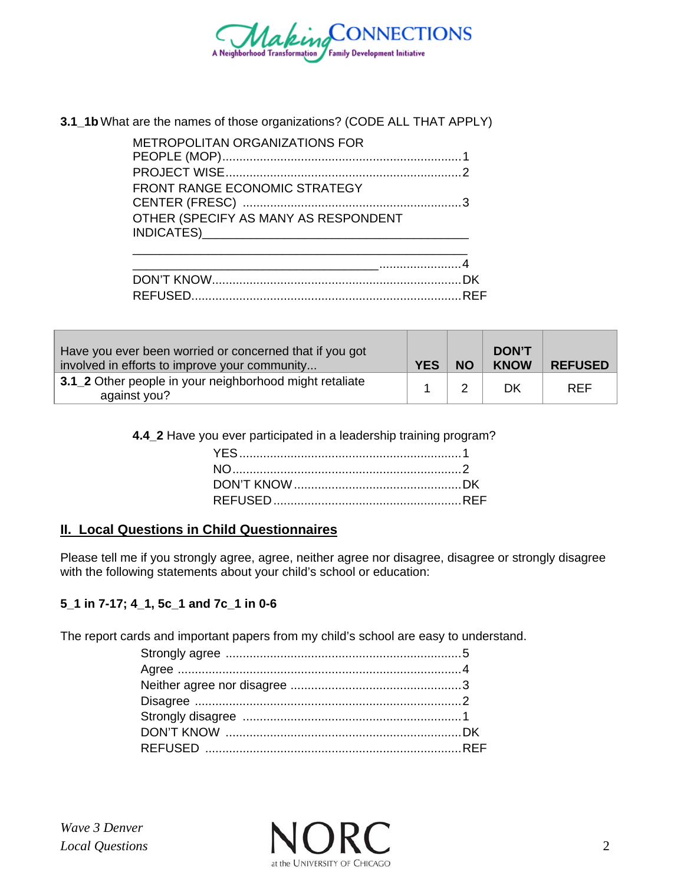**3.1_1b** What are the names of those organizations? (CODE ALL THAT APPLY)

METROPOLITAN ORGANIZATIONS FOR PEOPLE (MOP)........................................1
PROJECT WISE........................................2
FRONT RANGE ECONOMIC STRATEGY CENTER (FRESC) ........................................3
OTHER (SPECIFY AS MANY AS RESPONDENT INDICATES)________________________________________

________________________________________

________________________________........................4
DON'T KNOW........................................DK
REFUSED........................................REF

| Have you ever been worried or concerned that if you got involved in efforts to improve your community... | YES | NO | DON'T KNOW | REFUSED |
|---|---|---|---|---|
| **3.1_2** Other people in your neighborhood might retaliate against you? | 1 | 2 | DK | REF |

**4.4_2** Have you ever participated in a leadership training program?

YES........................................1
NO........................................2
DON'T KNOW........................................DK
REFUSED........................................REF

## II. Local Questions in Child Questionnaires

Please tell me if you strongly agree, agree, neither agree nor disagree, disagree or strongly disagree with the following statements about your child's school or education:

**5_1 in 7-17; 4_1, 5c_1 and 7c_1 in 0-6**

The report cards and important papers from my child's school are easy to understand.

Strongly agree ........................................5
Agree ........................................4
Neither agree nor disagree ........................................3
Disagree ........................................2
Strongly disagree ........................................1
DON'T KNOW ........................................DK
REFUSED ........................................REF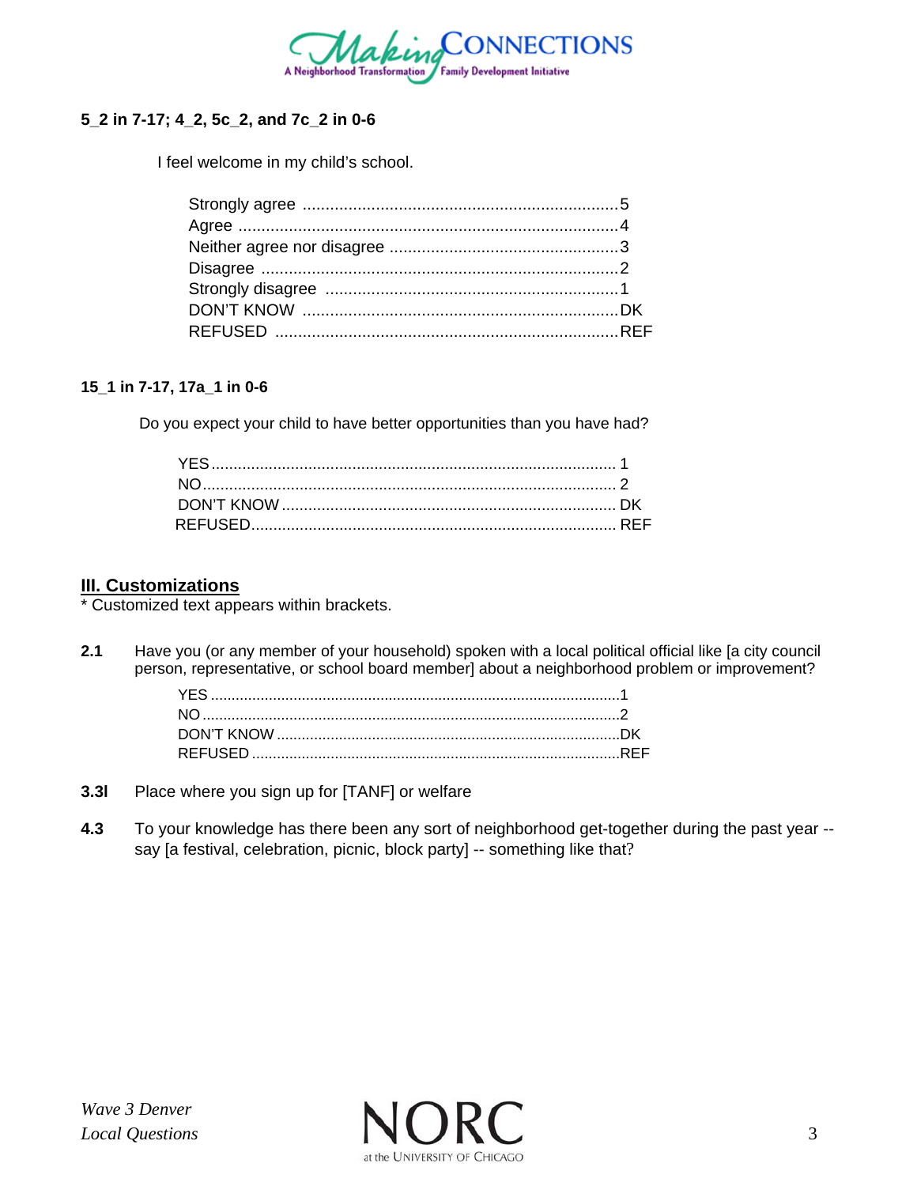**5_2 in 7-17; 4_2, 5c_2, and 7c_2 in 0-6**

I feel welcome in my child's school.

Strongly agree ....................................................................5
Agree ...................................................................................4
Neither agree nor disagree .................................................3
Disagree ..............................................................................2
Strongly disagree ................................................................1
DON'T KNOW ....................................................................DK
REFUSED ..........................................................................REF

**15_1 in 7-17, 17a_1 in 0-6**

Do you expect your child to have better opportunities than you have had?

YES ........................................................................................... 1
NO ............................................................................................. 2
DON'T KNOW ........................................................................... DK
REFUSED .................................................................................. REF

## III. Customizations

* Customized text appears within brackets.

**2.1** Have you (or any member of your household) spoken with a local political official like [a city council person, representative, or school board member] about a neighborhood problem or improvement?

YES ...............................................................................................1
NO .................................................................................................2
DON'T KNOW ................................................................................DK
REFUSED ......................................................................................REF

**3.3l** Place where you sign up for [TANF] or welfare

**4.3** To your knowledge has there been any sort of neighborhood get-together during the past year -- say [a festival, celebration, picnic, block party] -- something like that?

*Wave 3 Denver*
*Local Questions*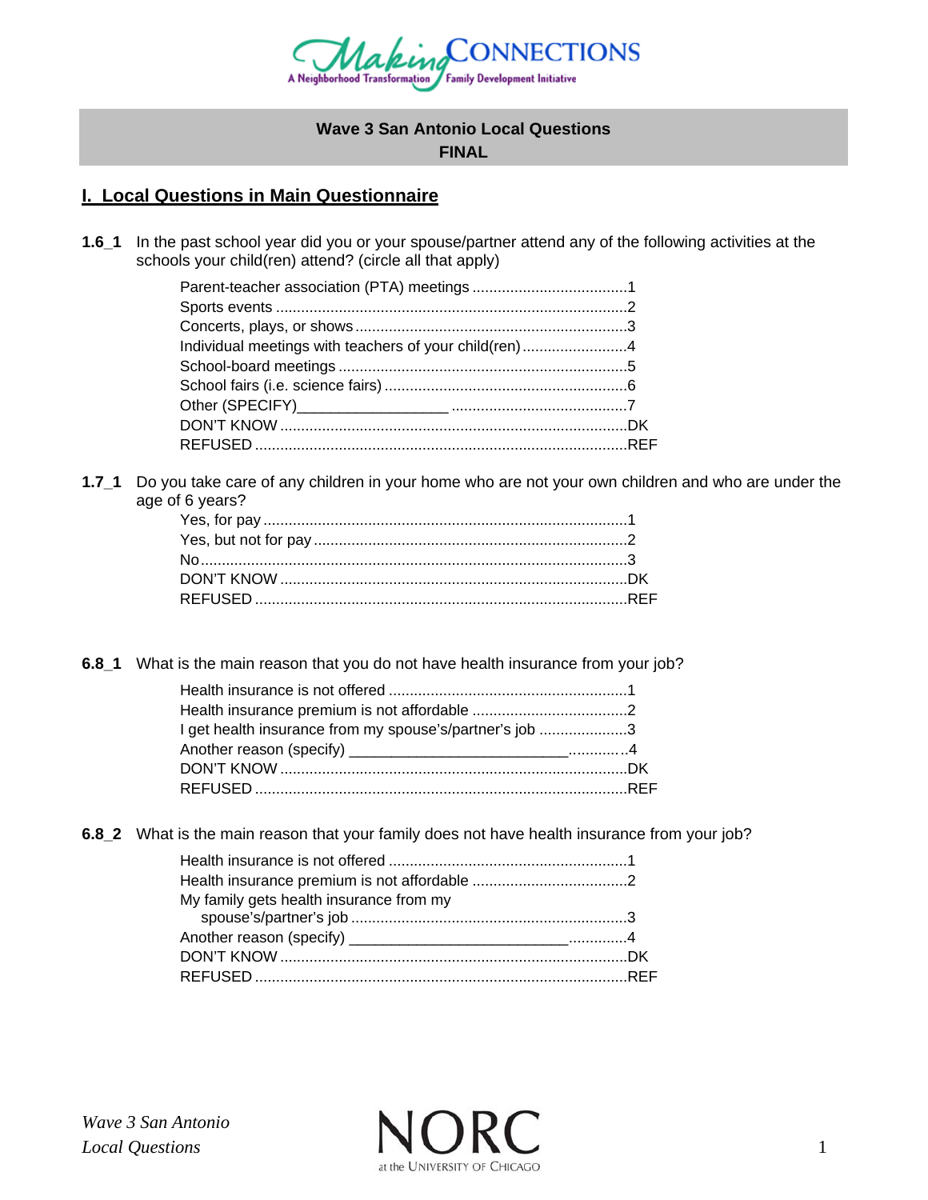**Wave 3 San Antonio Local Questions**
**FINAL**

## I. Local Questions in Main Questionnaire

**1.6_1** In the past school year did you or your spouse/partner attend any of the following activities at the schools your child(ren) attend? (circle all that apply)

- Parent-teacher association (PTA) meetings .....................................1
- Sports events ...................................................................................2
- Concerts, plays, or shows ................................................................3
- Individual meetings with teachers of your child(ren).........................4
- School-board meetings .....................................................................5
- School fairs (i.e. science fairs) ..........................................................6
- Other (SPECIFY)_________________ ..........................................7
- DON'T KNOW ..................................................................................DK
- REFUSED ........................................................................................REF

**1.7_1** Do you take care of any children in your home who are not your own children and who are under the age of 6 years?

- Yes, for pay ......................................................................................1
- Yes, but not for pay ..........................................................................2
- No.....................................................................................................3
- DON'T KNOW ..................................................................................DK
- REFUSED ........................................................................................REF

**6.8_1** What is the main reason that you do not have health insurance from your job?

- Health insurance is not offered ........................................................1
- Health insurance premium is not affordable .....................................2
- I get health insurance from my spouse's/partner's job .....................3
- Another reason (specify) _________________________.............4
- DON'T KNOW ..................................................................................DK
- REFUSED ........................................................................................REF

**6.8_2** What is the main reason that your family does not have health insurance from your job?

- Health insurance is not offered ........................................................1
- Health insurance premium is not affordable .....................................2
- My family gets health insurance from my spouse's/partner's job .................................................................3
- Another reason (specify) ___________________________.............4
- DON'T KNOW ..................................................................................DK
- REFUSED ........................................................................................REF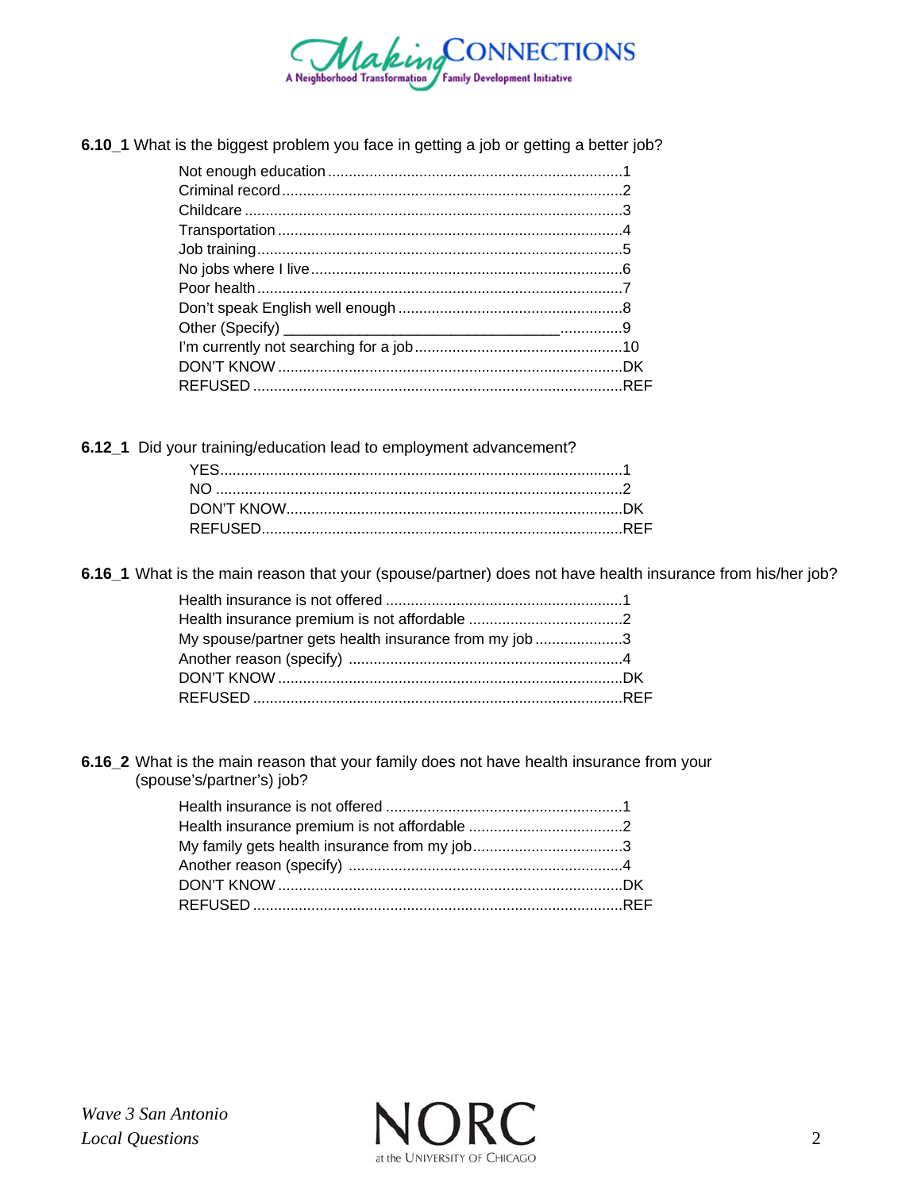**6.10_1** What is the biggest problem you face in getting a job or getting a better job?

- Not enough education ....................................................................1
- Criminal record ...............................................................................2
- Childcare ........................................................................................3
- Transportation ................................................................................4
- Job training.....................................................................................5
- No jobs where I live........................................................................6
- Poor health .....................................................................................7
- Don't speak English well enough ....................................................8
- Other (Specify) ________________________________ ..............9
- I'm currently not searching for a job ................................................10
- DON'T KNOW ................................................................................DK
- REFUSED ......................................................................................REF

**6.12_1** Did your training/education lead to employment advancement?

- YES...............................................................................................1
- NO ................................................................................................2
- DON'T KNOW................................................................................DK
- REFUSED......................................................................................REF

**6.16_1** What is the main reason that your (spouse/partner) does not have health insurance from his/her job?

- Health insurance is not offered .......................................................1
- Health insurance premium is not affordable ....................................2
- My spouse/partner gets health insurance from my job ....................3
- Another reason (specify) ................................................................4
- DON'T KNOW ................................................................................DK
- REFUSED ......................................................................................REF

**6.16_2** What is the main reason that your family does not have health insurance from your (spouse's/partner's) job?

- Health insurance is not offered .......................................................1
- Health insurance premium is not affordable ....................................2
- My family gets health insurance from my job...................................3
- Another reason (specify) ................................................................4
- DON'T KNOW ................................................................................DK
- REFUSED ......................................................................................REF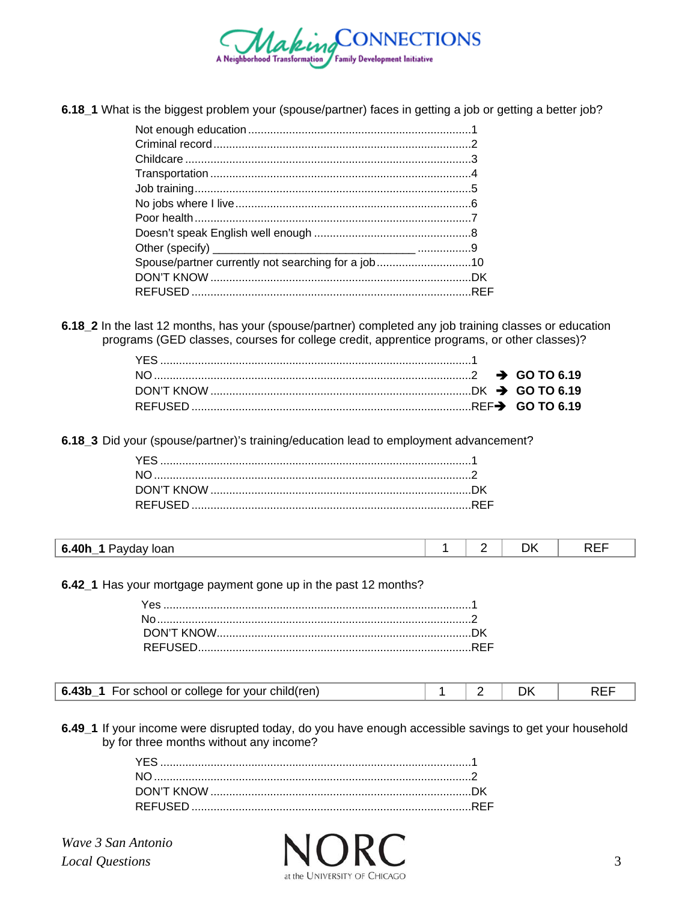**6.18_1** What is the biggest problem your (spouse/partner) faces in getting a job or getting a better job?

- Not enough education ....................................................................1
- Criminal record ..............................................................................2
- Childcare .......................................................................................3
- Transportation ...............................................................................4
- Job training....................................................................................5
- No jobs where I live........................................................................6
- Poor health ....................................................................................7
- Doesn't speak English well enough ...............................................8
- Other (specify) _______________________________ ................9
- Spouse/partner currently not searching for a job...........................10
- DON'T KNOW ................................................................................DK
- REFUSED ......................................................................................REF

**6.18_2** In the last 12 months, has your (spouse/partner) completed any job training classes or education programs (GED classes, courses for college credit, apprentice programs, or other classes)?

- YES ................................................................................................1
- NO ..................................................................................................2 ➔ **GO TO 6.19**
- DON'T KNOW ................................................................................DK ➔ **GO TO 6.19**
- REFUSED ......................................................................................REF ➔ **GO TO 6.19**

**6.18_3** Did your (spouse/partner)'s training/education lead to employment advancement?

- YES ................................................................................................1
- NO ..................................................................................................2
- DON'T KNOW ................................................................................DK
- REFUSED ......................................................................................REF

| **6.40h_1** Payday loan | 1 | 2 | DK | REF |
|---|---|---|---|---|

**6.42_1** Has your mortgage payment gone up in the past 12 months?

- Yes .................................................................................................1
- No...................................................................................................2
- DON'T KNOW.................................................................................DK
- REFUSED.......................................................................................REF

| **6.43b_1** For school or college for your child(ren) | 1 | 2 | DK | REF |
|---|---|---|---|---|

**6.49_1** If your income were disrupted today, do you have enough accessible savings to get your household by for three months without any income?

- YES ................................................................................................1
- NO ..................................................................................................2
- DON'T KNOW ................................................................................DK
- REFUSED ......................................................................................REF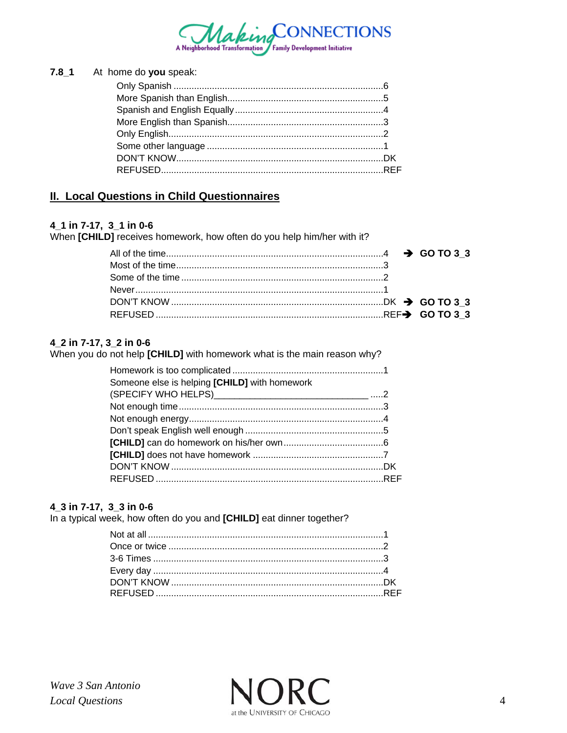**7.8_1** At home do **you** speak:

- Only Spanish ....................6
- More Spanish than English....................5
- Spanish and English Equally....................4
- More English than Spanish....................3
- Only English....................2
- Some other language ....................1
- DON'T KNOW....................DK
- REFUSED....................REF

## II. Local Questions in Child Questionnaires

**4_1 in 7-17, 3_1 in 0-6**
When **[CHILD]** receives homework, how often do you help him/her with it?

- All of the time....................4 ➔ **GO TO 3_3**
- Most of the time....................3
- Some of the time ....................2
- Never....................1
- DON'T KNOW ....................DK ➔ **GO TO 3_3**
- REFUSED ....................REF ➔ **GO TO 3_3**

**4_2 in 7-17, 3_2 in 0-6**
When you do not help **[CHILD]** with homework what is the main reason why?

- Homework is too complicated ....................1
- Someone else is helping **[CHILD]** with homework (SPECIFY WHO HELPS)______________________________ .....2
- Not enough time....................3
- Not enough energy....................4
- Don't speak English well enough ....................5
- **[CHILD]** can do homework on his/her own....................6
- **[CHILD]** does not have homework ....................7
- DON'T KNOW ....................DK
- REFUSED ....................REF

**4_3 in 7-17, 3_3 in 0-6**
In a typical week, how often do you and **[CHILD]** eat dinner together?

- Not at all ....................1
- Once or twice ....................2
- 3-6 Times ....................3
- Every day ....................4
- DON'T KNOW ....................DK
- REFUSED ....................REF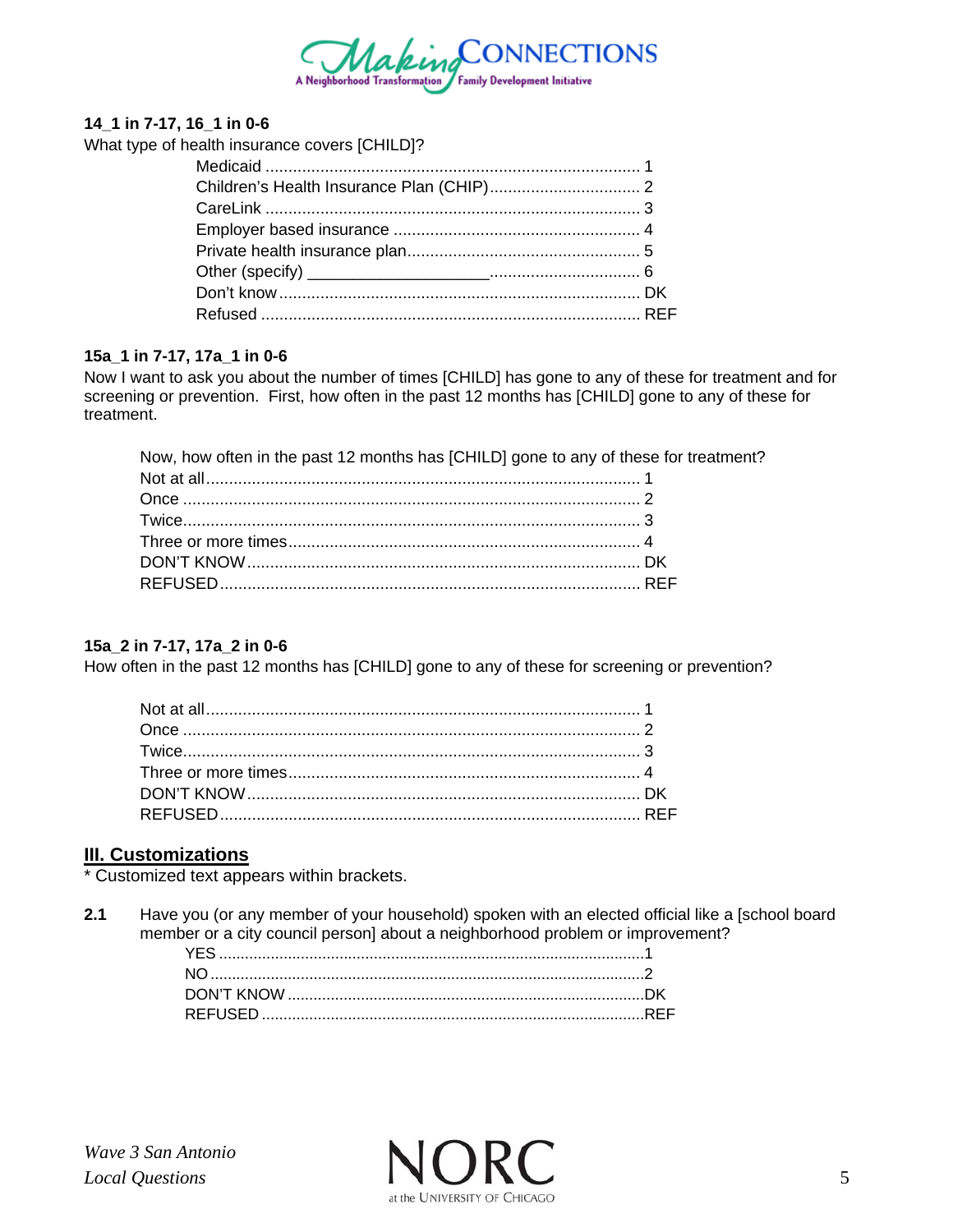**14_1 in 7-17, 16_1 in 0-6**

What type of health insurance covers [CHILD]?

| | |
|---|---|
| Medicaid | 1 |
| Children's Health Insurance Plan (CHIP) | 2 |
| CareLink | 3 |
| Employer based insurance | 4 |
| Private health insurance plan | 5 |
| Other (specify) ____________________ | 6 |
| Don't know | DK |
| Refused | REF |

**15a_1 in 7-17, 17a_1 in 0-6**

Now I want to ask you about the number of times [CHILD] has gone to any of these for treatment and for screening or prevention. First, how often in the past 12 months has [CHILD] gone to any of these for treatment.

Now, how often in the past 12 months has [CHILD] gone to any of these for treatment?

| | |
|---|---|
| Not at all | 1 |
| Once | 2 |
| Twice | 3 |
| Three or more times | 4 |
| DON'T KNOW | DK |
| REFUSED | REF |

**15a_2 in 7-17, 17a_2 in 0-6**

How often in the past 12 months has [CHILD] gone to any of these for screening or prevention?

| | |
|---|---|
| Not at all | 1 |
| Once | 2 |
| Twice | 3 |
| Three or more times | 4 |
| DON'T KNOW | DK |
| REFUSED | REF |

## III. Customizations

* Customized text appears within brackets.

**2.1** Have you (or any member of your household) spoken with an elected official like a [school board member or a city council person] about a neighborhood problem or improvement?

| | |
|---|---|
| YES | 1 |
| NO | 2 |
| DON'T KNOW | DK |
| REFUSED | REF |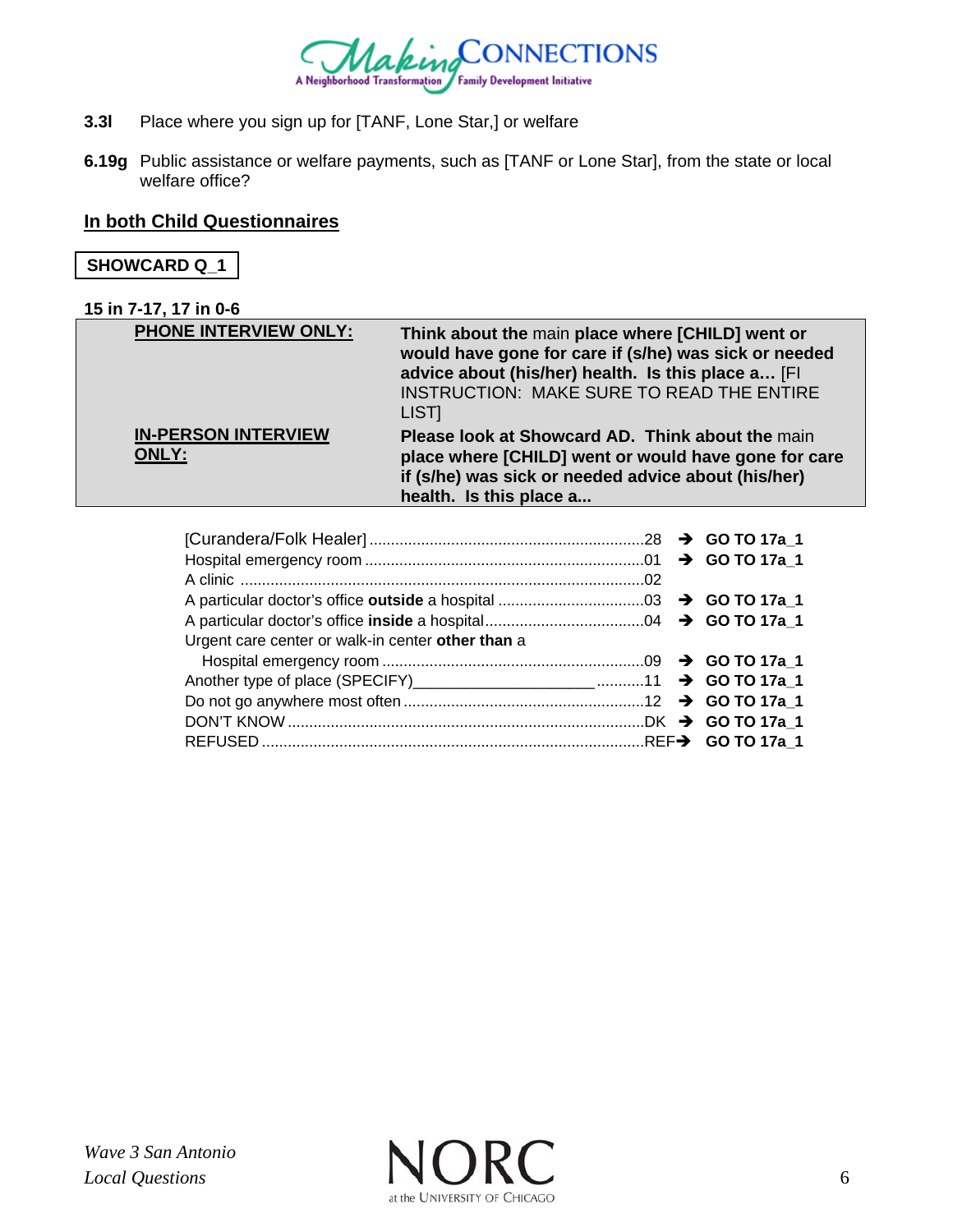**3.3l** Place where you sign up for [TANF, Lone Star,] or welfare

**6.19g** Public assistance or welfare payments, such as [TANF or Lone Star], from the state or local welfare office?

**<u>In both Child Questionnaires</u>**

**SHOWCARD Q_1**

**15 in 7-17, 17 in 0-6**

| | |
|---|---|
| **<u>PHONE INTERVIEW ONLY:</u>** | **Think about the** main **place where [CHILD] went or would have gone for care if (s/he) was sick or needed advice about (his/her) health. Is this place a…** [FI INSTRUCTION: MAKE SURE TO READ THE ENTIRE LIST] |
| **<u>IN-PERSON INTERVIEW ONLY:</u>** | **Please look at Showcard AD. Think about the** main **place where [CHILD] went or would have gone for care if (s/he) was sick or needed advice about (his/her) health. Is this place a...** |

| | | |
|---|---|---|
| [Curandera/Folk Healer] | 28 | → **GO TO 17a_1** |
| Hospital emergency room | 01 | → **GO TO 17a_1** |
| A clinic | 02 | |
| A particular doctor's office **outside** a hospital | 03 | → **GO TO 17a_1** |
| A particular doctor's office **inside** a hospital | 04 | → **GO TO 17a_1** |
| Urgent care center or walk-in center **other than** a Hospital emergency room | 09 | → **GO TO 17a_1** |
| Another type of place (SPECIFY)____________________ | 11 | → **GO TO 17a_1** |
| Do not go anywhere most often | 12 | → **GO TO 17a_1** |
| DON'T KNOW | DK | → **GO TO 17a_1** |
| REFUSED | REF | → **GO TO 17a_1** |

*Wave 3 San Antonio Local Questions*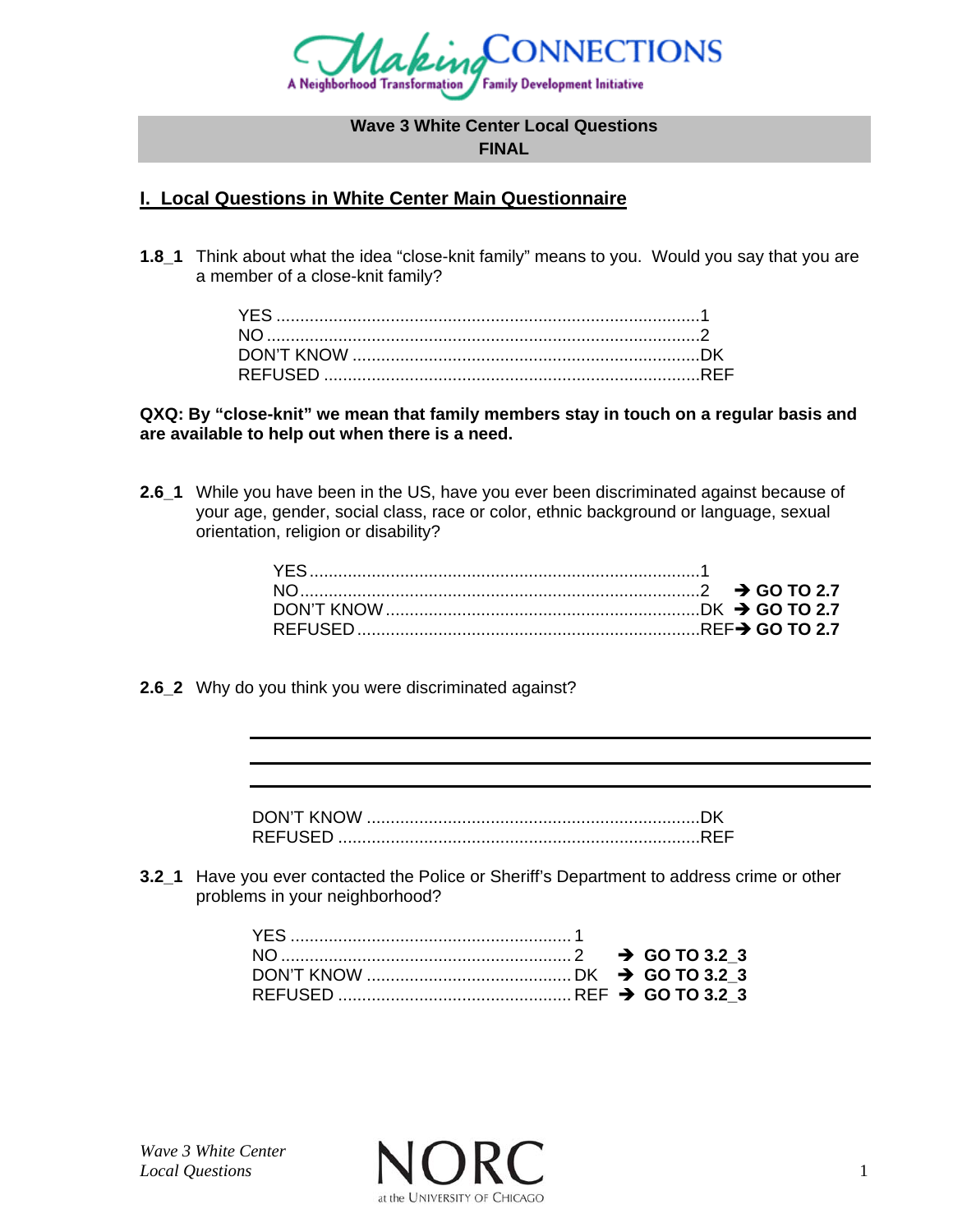**Wave 3 White Center Local Questions**
**FINAL**

## I. Local Questions in White Center Main Questionnaire

**1.8_1** Think about what the idea "close-knit family" means to you. Would you say that you are a member of a close-knit family?

YES ........................................................................................1
NO ..........................................................................................2
DON'T KNOW .........................................................................DK
REFUSED ...............................................................................REF

**QXQ: By "close-knit" we mean that family members stay in touch on a regular basis and are available to help out when there is a need.**

**2.6_1** While you have been in the US, have you ever been discriminated against because of your age, gender, social class, race or color, ethnic background or language, sexual orientation, religion or disability?

YES ..................................................................................1
NO....................................................................................2 ➔ **GO TO 2.7**
DON'T KNOW .................................................................DK ➔ **GO TO 2.7**
REFUSED ........................................................................REF ➔ **GO TO 2.7**

**2.6_2** Why do you think you were discriminated against?

\_\_\_\_\_\_\_\_\_\_\_\_\_\_\_\_\_\_\_\_\_\_\_\_\_\_\_\_\_\_\_\_\_\_\_\_\_\_\_\_\_\_\_\_\_\_\_\_\_\_\_\_\_\_\_\_

\_\_\_\_\_\_\_\_\_\_\_\_\_\_\_\_\_\_\_\_\_\_\_\_\_\_\_\_\_\_\_\_\_\_\_\_\_\_\_\_\_\_\_\_\_\_\_\_\_\_\_\_\_\_\_\_

\_\_\_\_\_\_\_\_\_\_\_\_\_\_\_\_\_\_\_\_\_\_\_\_\_\_\_\_\_\_\_\_\_\_\_\_\_\_\_\_\_\_\_\_\_\_\_\_\_\_\_\_\_\_\_\_

DON'T KNOW ......................................................................DK
REFUSED ............................................................................REF

**3.2_1** Have you ever contacted the Police or Sheriff's Department to address crime or other problems in your neighborhood?

YES ..........................................................1
NO ............................................................2 ➔ **GO TO 3.2_3**
DON'T KNOW ...........................................DK ➔ **GO TO 3.2_3**
REFUSED .................................................REF ➔ **GO TO 3.2_3**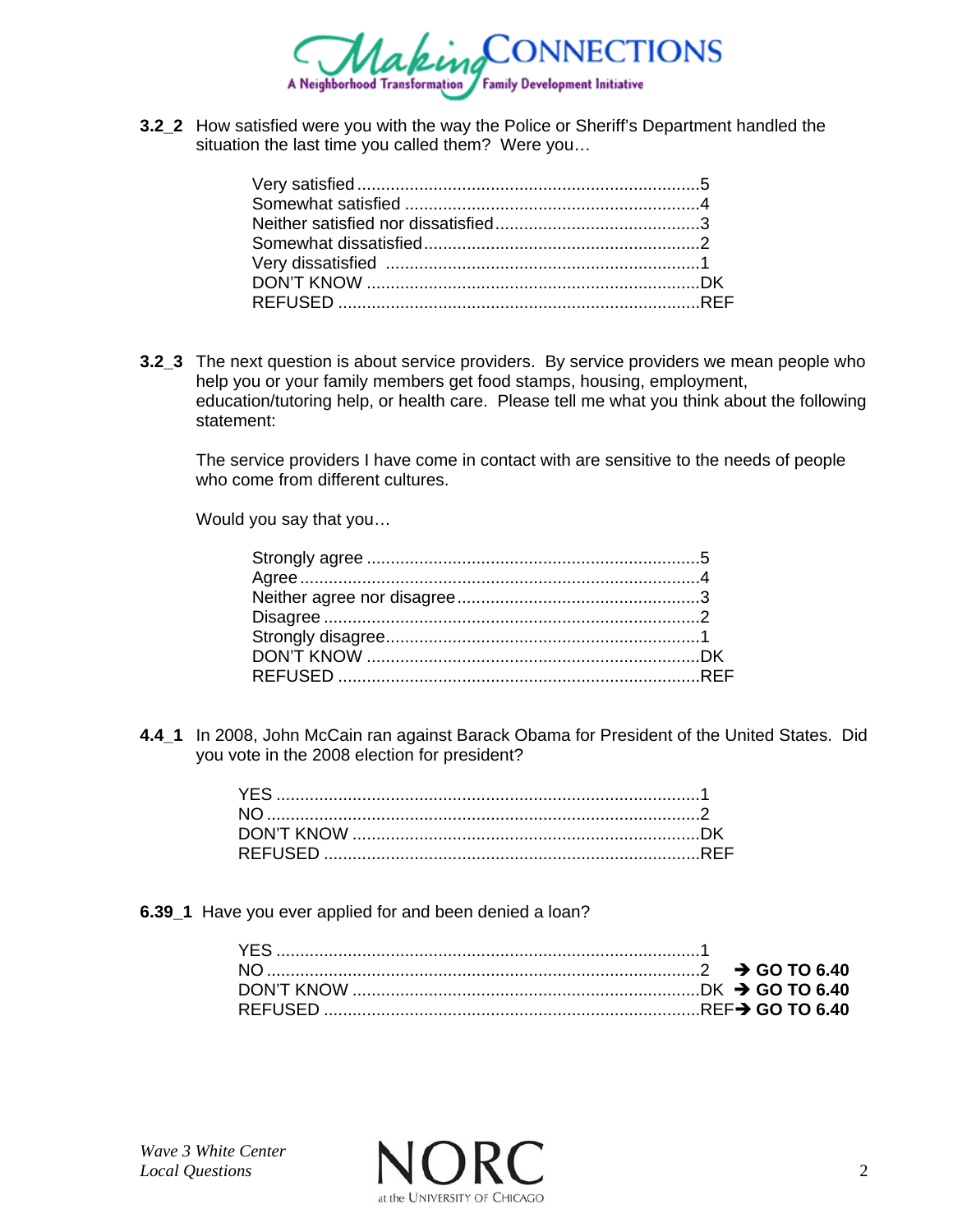**3.2_2** How satisfied were you with the way the Police or Sheriff's Department handled the situation the last time you called them? Were you…

Very satisfied ........................................................................5
Somewhat satisfied ..............................................................4
Neither satisfied nor dissatisfied...........................................3
Somewhat dissatisfied...........................................................2
Very dissatisfied ....................................................................1
DON'T KNOW .......................................................................DK
REFUSED ............................................................................REF

**3.2_3** The next question is about service providers. By service providers we mean people who help you or your family members get food stamps, housing, employment, education/tutoring help, or health care. Please tell me what you think about the following statement:

The service providers I have come in contact with are sensitive to the needs of people who come from different cultures.

Would you say that you…

Strongly agree ......................................................................5
Agree ....................................................................................4
Neither agree nor disagree....................................................3
Disagree ................................................................................2
Strongly disagree...................................................................1
DON'T KNOW .......................................................................DK
REFUSED ............................................................................REF

**4.4_1** In 2008, John McCain ran against Barack Obama for President of the United States. Did you vote in the 2008 election for president?

YES .........................................................................................1
NO ...........................................................................................2
DON'T KNOW .........................................................................DK
REFUSED ...............................................................................REF

**6.39_1** Have you ever applied for and been denied a loan?

YES .........................................................................................1
NO ...........................................................................................2 ➔ **GO TO 6.40**
DON'T KNOW .........................................................................DK ➔ **GO TO 6.40**
REFUSED ...............................................................................REF ➔ **GO TO 6.40**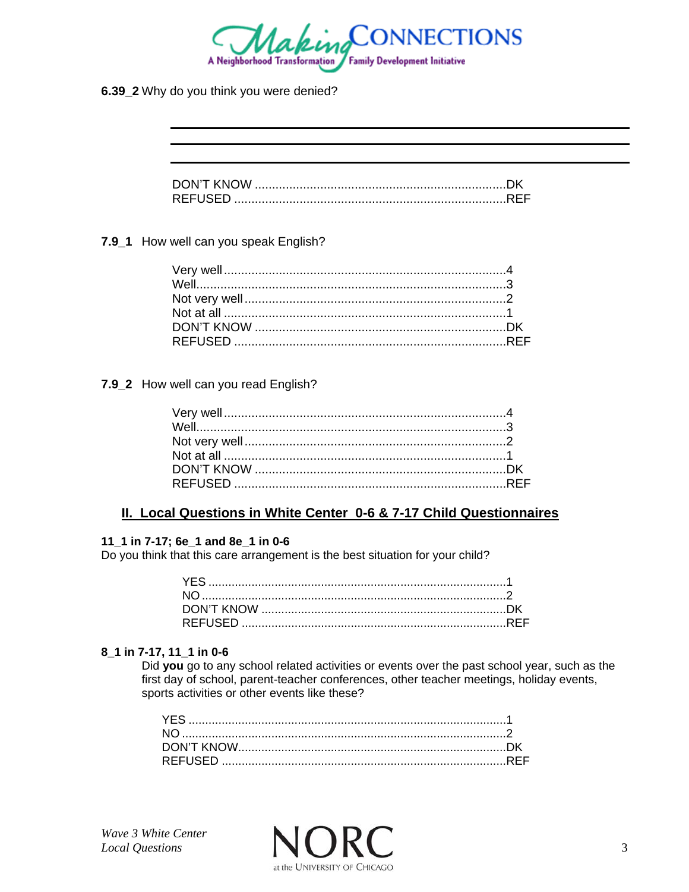**6.39_2** Why do you think you were denied?

_______________________________________________

_______________________________________________

_______________________________________________

DON'T KNOW ........................................................................DK
REFUSED ..............................................................................REF

**7.9_1** How well can you speak English?

Very well..................................................................................4
Well.........................................................................................3
Not very well...........................................................................2
Not at all .................................................................................1
DON'T KNOW ........................................................................DK
REFUSED ..............................................................................REF

**7.9_2** How well can you read English?

Very well..................................................................................4
Well.........................................................................................3
Not very well...........................................................................2
Not at all .................................................................................1
DON'T KNOW ........................................................................DK
REFUSED ..............................................................................REF

## II. Local Questions in White Center 0-6 & 7-17 Child Questionnaires

**11_1 in 7-17; 6e_1 and 8e_1 in 0-6**
Do you think that this care arrangement is the best situation for your child?

YES .........................................................................................1
NO ...........................................................................................2
DON'T KNOW ........................................................................DK
REFUSED ..............................................................................REF

**8_1 in 7-17, 11_1 in 0-6**
Did **you** go to any school related activities or events over the past school year, such as the first day of school, parent-teacher conferences, other teacher meetings, holiday events, sports activities or other events like these?

YES ...............................................................................................1
NO .................................................................................................2
DON'T KNOW................................................................................DK
REFUSED .....................................................................................REF

*Wave 3 White Center*
*Local Questions*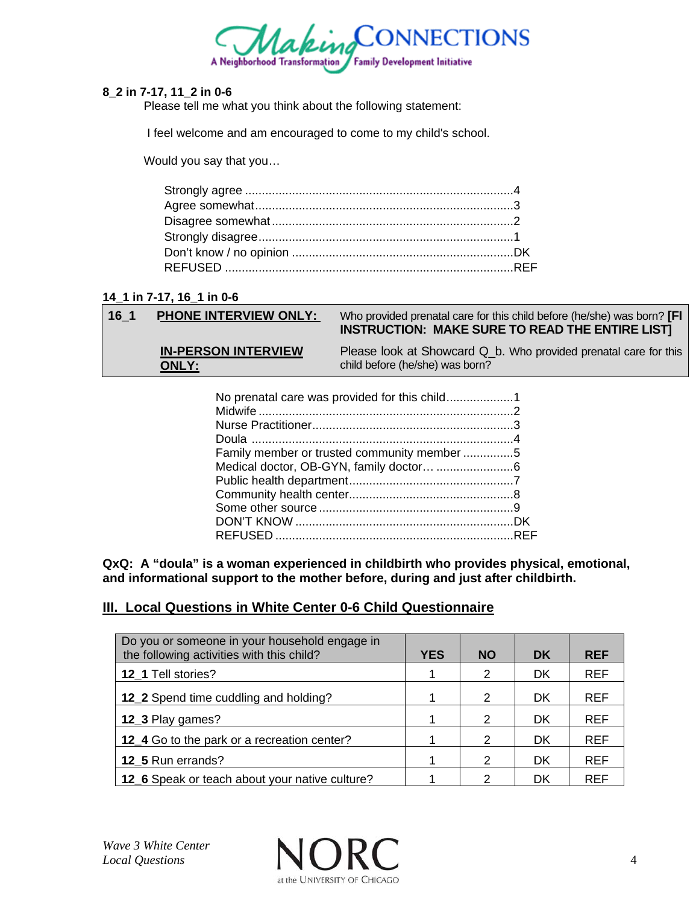**8_2 in 7-17, 11_2 in 0-6**

Please tell me what you think about the following statement:

I feel welcome and am encouraged to come to my child's school.

Would you say that you…

Strongly agree ....................................................................................4
Agree somewhat..................................................................................3
Disagree somewhat..............................................................................2
Strongly disagree.................................................................................1
Don't know / no opinion ......................................................................DK
REFUSED ............................................................................................REF

**14_1 in 7-17, 16_1 in 0-6**

| | | |
|---|---|---|
| **16_1** | **PHONE INTERVIEW ONLY:** | Who provided prenatal care for this child before (he/she) was born? **[FI INSTRUCTION: MAKE SURE TO READ THE ENTIRE LIST]** |
| | **IN-PERSON INTERVIEW ONLY:** | Please look at Showcard Q_b. Who provided prenatal care for this child before (he/she) was born? |

No prenatal care was provided for this child....................1
Midwife ..........................................................................2
Nurse Practitioner.............................................................3
Doula ..............................................................................4
Family member or trusted community member ...............5
Medical doctor, OB-GYN, family doctor… .......................6
Public health department..................................................7
Community health center..................................................8
Some other source ...........................................................9
DON'T KNOW ..................................................................DK
REFUSED ........................................................................REF

**QxQ: A "doula" is a woman experienced in childbirth who provides physical, emotional, and informational support to the mother before, during and just after childbirth.**

## III. Local Questions in White Center 0-6 Child Questionnaire

| Do you or someone in your household engage in the following activities with this child? | YES | NO | DK | REF |
|---|---|---|---|---|
| **12_1** Tell stories? | 1 | 2 | DK | REF |
| **12_2** Spend time cuddling and holding? | 1 | 2 | DK | REF |
| **12_3** Play games? | 1 | 2 | DK | REF |
| **12_4** Go to the park or a recreation center? | 1 | 2 | DK | REF |
| **12_5** Run errands? | 1 | 2 | DK | REF |
| **12_6** Speak or teach about your native culture? | 1 | 2 | DK | REF |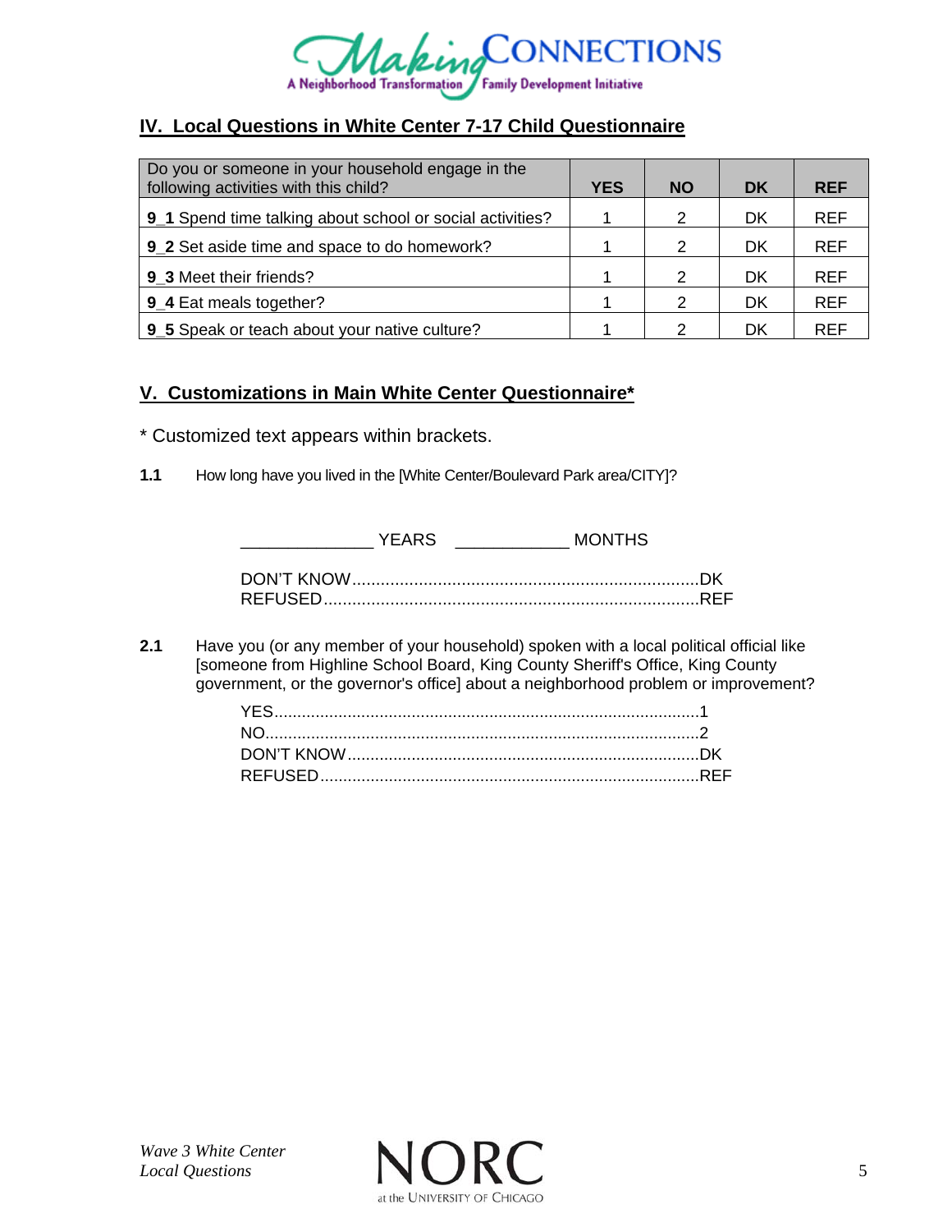## IV. Local Questions in White Center 7-17 Child Questionnaire

| Do you or someone in your household engage in the following activities with this child? | YES | NO | DK | REF |
|---|---|---|---|---|
| **9_1** Spend time talking about school or social activities? | 1 | 2 | DK | REF |
| **9_2** Set aside time and space to do homework? | 1 | 2 | DK | REF |
| **9_3** Meet their friends? | 1 | 2 | DK | REF |
| **9_4** Eat meals together? | 1 | 2 | DK | REF |
| **9_5** Speak or teach about your native culture? | 1 | 2 | DK | REF |

## V. Customizations in Main White Center Questionnaire*

* Customized text appears within brackets.

**1.1** How long have you lived in the [White Center/Boulevard Park area/CITY]?

_____________ YEARS ___________ MONTHS

DON'T KNOW.........................................................................DK
REFUSED...............................................................................REF

**2.1** Have you (or any member of your household) spoken with a local political official like [someone from Highline School Board, King County Sheriff's Office, King County government, or the governor's office] about a neighborhood problem or improvement?

YES............................................................................................1
NO..............................................................................................2
DON'T KNOW............................................................................DK
REFUSED..................................................................................REF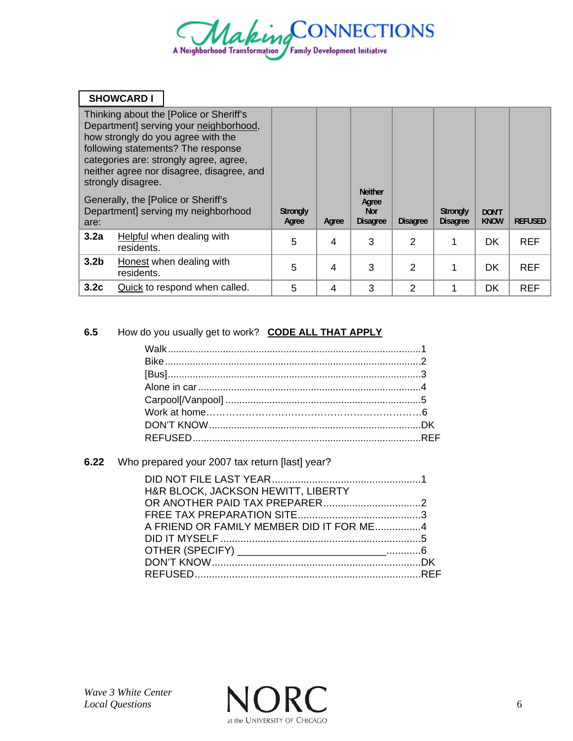**SHOWCARD I**

| Thinking about the [Police or Sheriff's Department] serving your <u>neighborhood</u>, how strongly do you agree with the following statements? The response categories are: strongly agree, agree, neither agree nor disagree, disagree, and strongly disagree.<br><br>Generally, the [Police or Sheriff's Department] serving my neighborhood are: | Strongly Agree | Agree | Neither Agree Nor Disagree | Disagree | Strongly Disagree | DON'T KNOW | REFUSED |
|---|---|---|---|---|---|---|---|
| **3.2a** <u>Helpful</u> when dealing with residents. | 5 | 4 | 3 | 2 | 1 | DK | REF |
| **3.2b** <u>Honest</u> when dealing with residents. | 5 | 4 | 3 | 2 | 1 | DK | REF |
| **3.2c** <u>Quick</u> to respond when called. | 5 | 4 | 3 | 2 | 1 | DK | REF |

**6.5** How do you usually get to work? **<u>CODE ALL THAT APPLY</u>**

- Walk....................................1
- Bike....................................2
- [Bus]....................................3
- Alone in car....................................4
- Carpool[/Vanpool]....................................5
- Work at home....................................6
- DON'T KNOW....................................DK
- REFUSED....................................REF

**6.22** Who prepared your 2007 tax return [last] year?

- DID NOT FILE LAST YEAR....................................1
- H&R BLOCK, JACKSON HEWITT, LIBERTY OR ANOTHER PAID TAX PREPARER....................................2
- FREE TAX PREPARATION SITE....................................3
- A FRIEND OR FAMILY MEMBER DID IT FOR ME....................................4
- DID IT MYSELF....................................5
- OTHER (SPECIFY) ____________________________............6
- DON'T KNOW....................................DK
- REFUSED....................................REF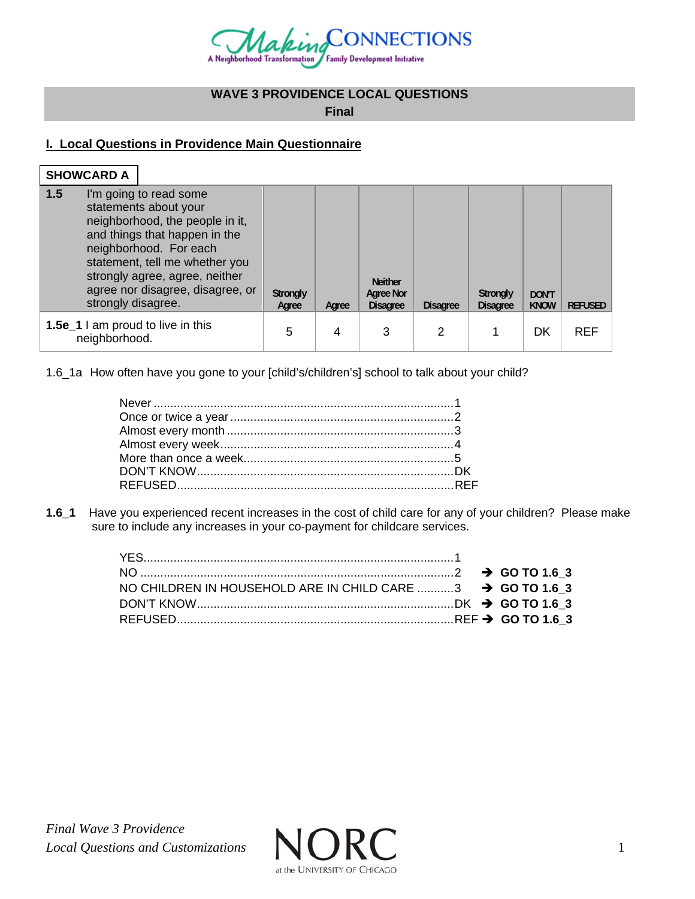**WAVE 3 PROVIDENCE LOCAL QUESTIONS**

**Final**

## I. Local Questions in Providence Main Questionnaire

**SHOWCARD A**

| **1.5** I'm going to read some statements about your neighborhood, the people in it, and things that happen in the neighborhood. For each statement, tell me whether you strongly agree, agree, neither agree nor disagree, disagree, or strongly disagree. | Strongly Agree | Agree | Neither Agree Nor Disagree | Disagree | Strongly Disagree | DON'T KNOW | REFUSED |
|---|---|---|---|---|---|---|---|
| **1.5e_1** I am proud to live in this neighborhood. | 5 | 4 | 3 | 2 | 1 | DK | REF |

1.6_1a How often have you gone to your [child's/children's] school to talk about your child?

- Never ........................................................................................1
- Once or twice a year ..................................................................2
- Almost every month ...................................................................3
- Almost every week.....................................................................4
- More than once a week..............................................................5
- DON'T KNOW.............................................................................DK
- REFUSED..................................................................................REF

**1.6_1** Have you experienced recent increases in the cost of child care for any of your children? Please make sure to include any increases in your co-payment for childcare services.

- YES...........................................................................................1
- NO ............................................................................................2 ➔ **GO TO 1.6_3**
- NO CHILDREN IN HOUSEHOLD ARE IN CHILD CARE ...........3 ➔ **GO TO 1.6_3**
- DON'T KNOW.............................................................................DK ➔ **GO TO 1.6_3**
- REFUSED..................................................................................REF ➔ **GO TO 1.6_3**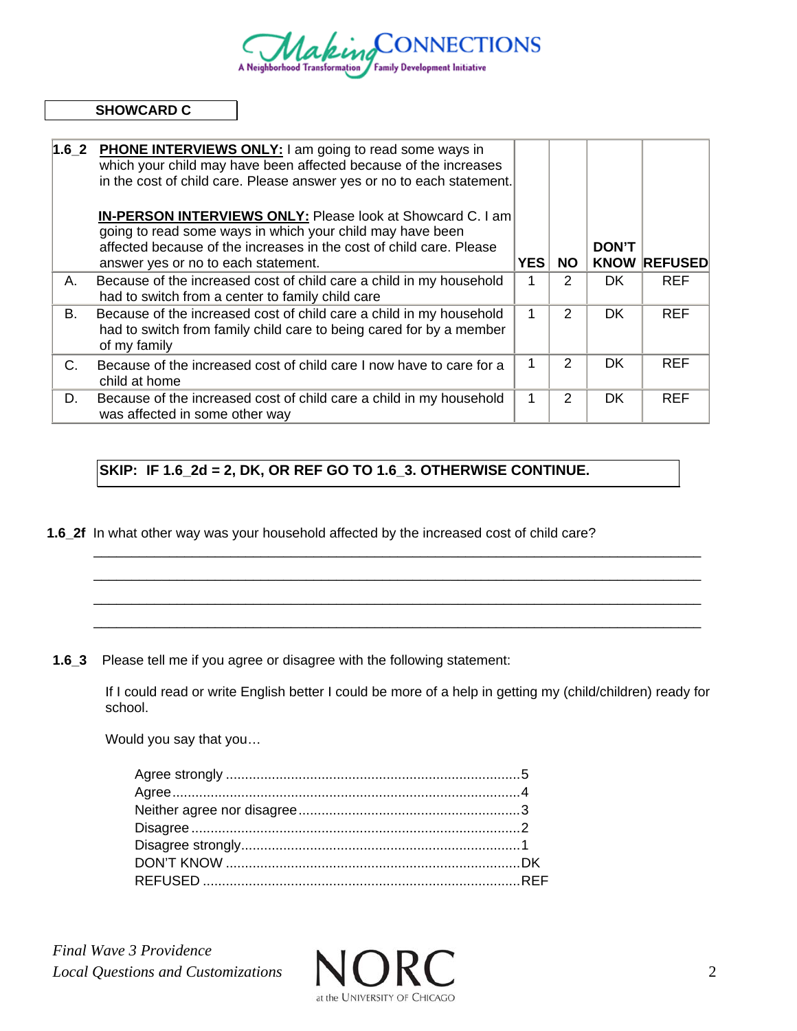**SHOWCARD C**

| 1.6_2 **PHONE INTERVIEWS ONLY:** I am going to read some ways in which your child may have been affected because of the increases in the cost of child care. Please answer yes or no to each statement.<br><br>**IN-PERSON INTERVIEWS ONLY:** Please look at Showcard C. I am going to read some ways in which your child may have been affected because of the increases in the cost of child care. Please answer yes or no to each statement. | **YES** | **NO** | **DON'T KNOW** | **REFUSED** |
|---|---|---|---|---|
| A. Because of the increased cost of child care a child in my household had to switch from a center to family child care | 1 | 2 | DK | REF |
| B. Because of the increased cost of child care a child in my household had to switch from family child care to being cared for by a member of my family | 1 | 2 | DK | REF |
| C. Because of the increased cost of child care I now have to care for a child at home | 1 | 2 | DK | REF |
| D. Because of the increased cost of child care a child in my household was affected in some other way | 1 | 2 | DK | REF |

**SKIP: IF 1.6_2d = 2, DK, OR REF GO TO 1.6_3. OTHERWISE CONTINUE.**

**1.6_2f** In what other way was your household affected by the increased cost of child care?

______________________________________________________________________________

______________________________________________________________________________

______________________________________________________________________________

______________________________________________________________________________

**1.6_3** Please tell me if you agree or disagree with the following statement:

If I could read or write English better I could be more of a help in getting my (child/children) ready for school.

Would you say that you…

- Agree strongly ............................................................................5
- Agree..........................................................................................4
- Neither agree nor disagree..........................................................3
- Disagree.....................................................................................2
- Disagree strongly........................................................................1
- DON'T KNOW ............................................................................DK
- REFUSED ...................................................................................REF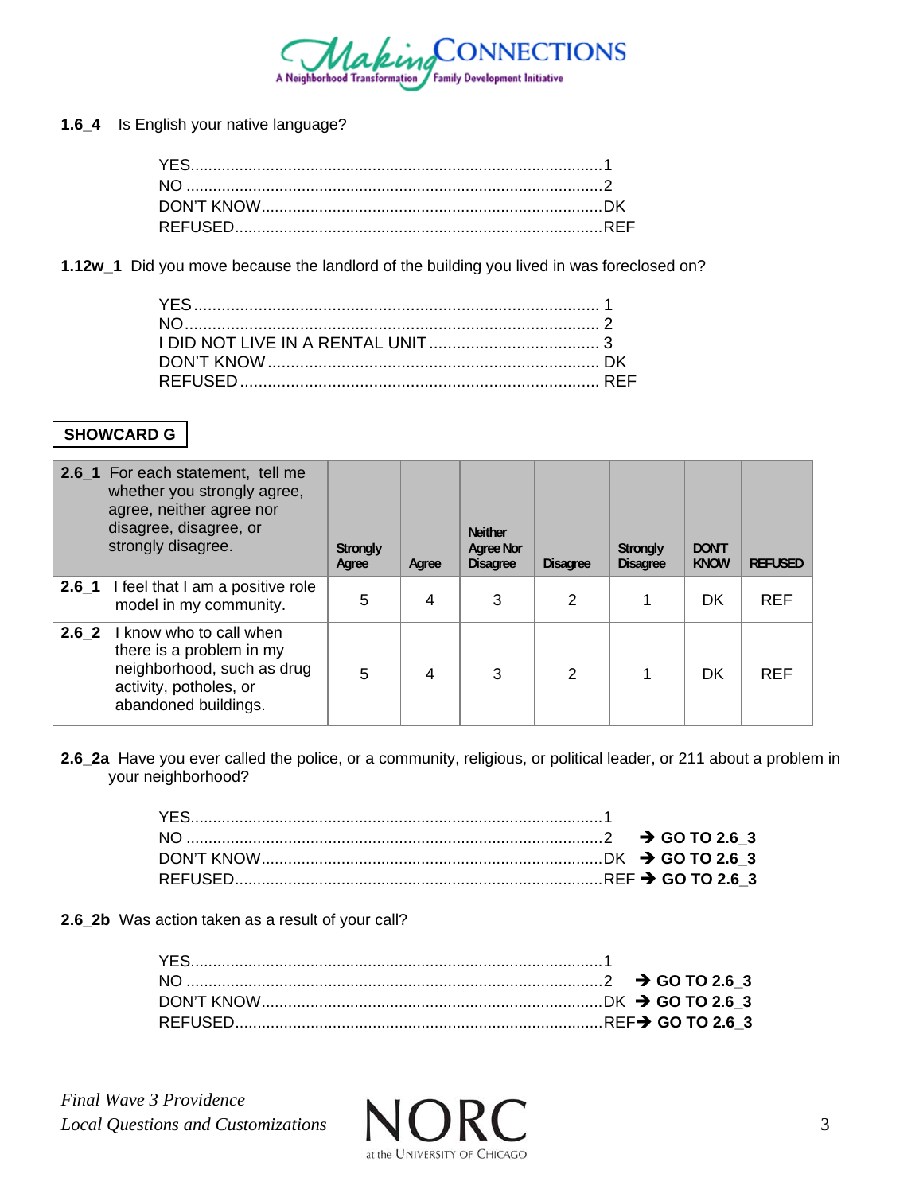**1.6_4** Is English your native language?

YES............................................................................................1
NO ............................................................................................2
DON'T KNOW............................................................................DK
REFUSED..................................................................................REF

**1.12w_1** Did you move because the landlord of the building you lived in was foreclosed on?

YES........................................................................................ 1
NO.......................................................................................... 2
I DID NOT LIVE IN A RENTAL UNIT ..................................... 3
DON'T KNOW ......................................................................... DK
REFUSED ............................................................................... REF

**SHOWCARD G**

| **2.6_1** For each statement, tell me whether you strongly agree, agree, neither agree nor disagree, disagree, or strongly disagree. | **Strongly Agree** | **Agree** | **Neither Agree Nor Disagree** | **Disagree** | **Strongly Disagree** | **DON'T KNOW** | **REFUSED** |
|---|---|---|---|---|---|---|---|
| **2.6_1** I feel that I am a positive role model in my community. | 5 | 4 | 3 | 2 | 1 | DK | REF |
| **2.6_2** I know who to call when there is a problem in my neighborhood, such as drug activity, potholes, or abandoned buildings. | 5 | 4 | 3 | 2 | 1 | DK | REF |

**2.6_2a** Have you ever called the police, or a community, religious, or political leader, or 211 about a problem in your neighborhood?

YES............................................................................................1
NO ............................................................................................2 → **GO TO 2.6_3**
DON'T KNOW............................................................................DK → **GO TO 2.6_3**
REFUSED..................................................................................REF → **GO TO 2.6_3**

**2.6_2b** Was action taken as a result of your call?

YES............................................................................................1
NO ............................................................................................2 → **GO TO 2.6_3**
DON'T KNOW............................................................................DK → **GO TO 2.6_3**
REFUSED..................................................................................REF → **GO TO 2.6_3**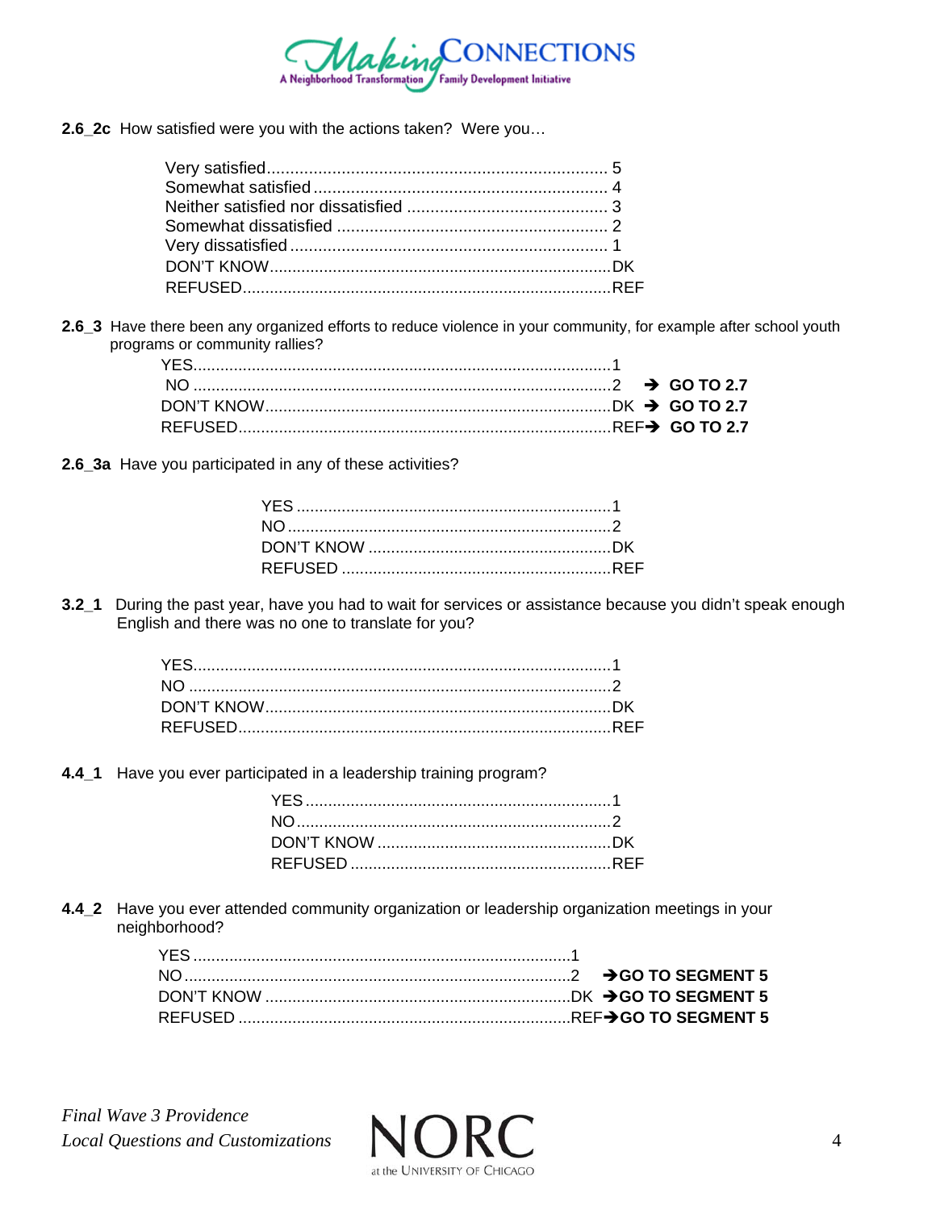**2.6_2c** How satisfied were you with the actions taken? Were you…

| | |
|---|---|
| Very satisfied | 5 |
| Somewhat satisfied | 4 |
| Neither satisfied nor dissatisfied | 3 |
| Somewhat dissatisfied | 2 |
| Very dissatisfied | 1 |
| DON'T KNOW | DK |
| REFUSED | REF |

**2.6_3** Have there been any organized efforts to reduce violence in your community, for example after school youth programs or community rallies?

| | | |
|---|---|---|
| YES | 1 | |
| NO | 2 | **➔ GO TO 2.7** |
| DON'T KNOW | DK | **➔ GO TO 2.7** |
| REFUSED | REF | **➔ GO TO 2.7** |

**2.6_3a** Have you participated in any of these activities?

| | |
|---|---|
| YES | 1 |
| NO | 2 |
| DON'T KNOW | DK |
| REFUSED | REF |

**3.2_1** During the past year, have you had to wait for services or assistance because you didn't speak enough English and there was no one to translate for you?

| | |
|---|---|
| YES | 1 |
| NO | 2 |
| DON'T KNOW | DK |
| REFUSED | REF |

**4.4_1** Have you ever participated in a leadership training program?

| | |
|---|---|
| YES | 1 |
| NO | 2 |
| DON'T KNOW | DK |
| REFUSED | REF |

**4.4_2** Have you ever attended community organization or leadership organization meetings in your neighborhood?

| | | |
|---|---|---|
| YES | 1 | |
| NO | 2 | **➔GO TO SEGMENT 5** |
| DON'T KNOW | DK | **➔GO TO SEGMENT 5** |
| REFUSED | REF | **➔GO TO SEGMENT 5** |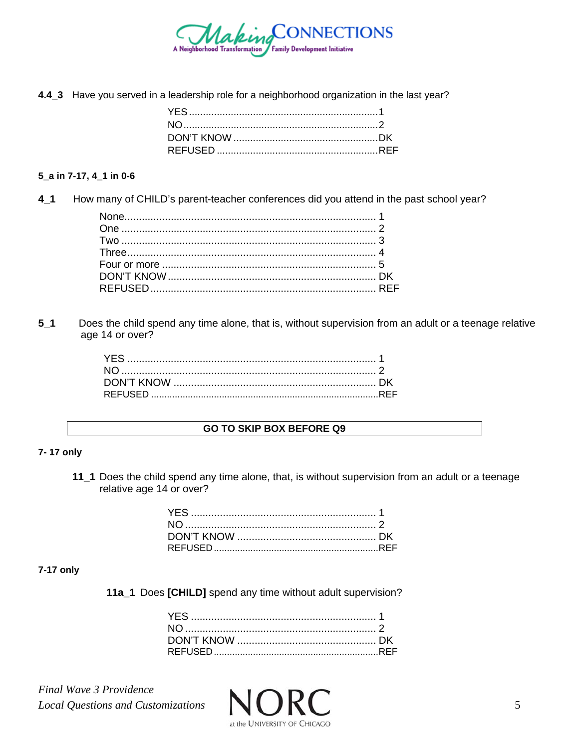**4.4_3** Have you served in a leadership role for a neighborhood organization in the last year?

| | |
|---|---|
| YES | 1 |
| NO | 2 |
| DON'T KNOW | DK |
| REFUSED | REF |

**5_a in 7-17, 4_1 in 0-6**

**4_1** How many of CHILD's parent-teacher conferences did you attend in the past school year?

| | |
|---|---|
| None | 1 |
| One | 2 |
| Two | 3 |
| Three | 4 |
| Four or more | 5 |
| DON'T KNOW | DK |
| REFUSED | REF |

**5_1** Does the child spend any time alone, that is, without supervision from an adult or a teenage relative age 14 or over?

| | |
|---|---|
| YES | 1 |
| NO | 2 |
| DON'T KNOW | DK |
| REFUSED | REF |

**GO TO SKIP BOX BEFORE Q9**

**7- 17 only**

**11_1** Does the child spend any time alone, that, is without supervision from an adult or a teenage relative age 14 or over?

| | |
|---|---|
| YES | 1 |
| NO | 2 |
| DON'T KNOW | DK |
| REFUSED | REF |

**7-17 only**

**11a_1** Does **[CHILD]** spend any time without adult supervision?

| | |
|---|---|
| YES | 1 |
| NO | 2 |
| DON'T KNOW | DK |
| REFUSED | REF |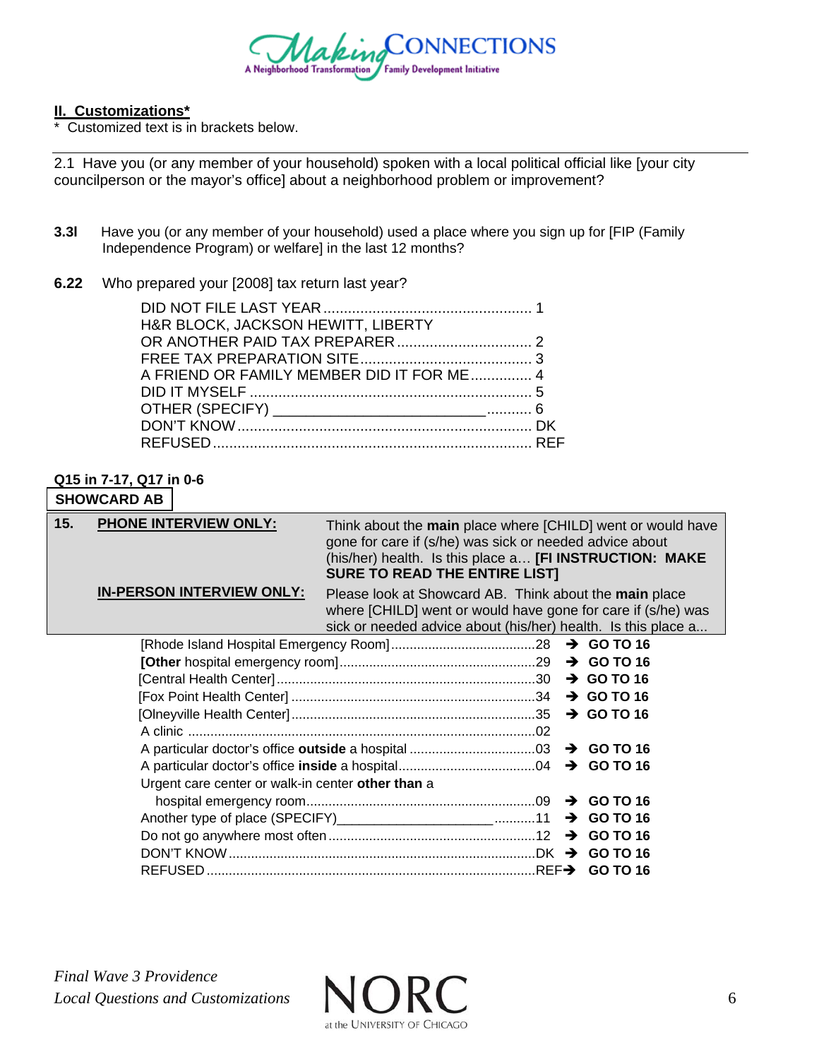## II. Customizations*

\* Customized text is in brackets below.

---

2.1 Have you (or any member of your household) spoken with a local political official like [your city councilperson or the mayor's office] about a neighborhood problem or improvement?

**3.3l** Have you (or any member of your household) used a place where you sign up for [FIP (Family Independence Program) or welfare] in the last 12 months?

**6.22** Who prepared your [2008] tax return last year?

- DID NOT FILE LAST YEAR .................................................. 1
- H&R BLOCK, JACKSON HEWITT, LIBERTY OR ANOTHER PAID TAX PREPARER ................................. 2
- FREE TAX PREPARATION SITE .......................................... 3
- A FRIEND OR FAMILY MEMBER DID IT FOR ME .............. 4
- DID IT MYSELF ..................................................................... 5
- OTHER (SPECIFY) __________________________ ........... 6
- DON'T KNOW ........................................................................ DK
- REFUSED .............................................................................. REF

**Q15 in 7-17, Q17 in 0-6**

**SHOWCARD AB**

| **15.** | **PHONE INTERVIEW ONLY:** | Think about the **main** place where [CHILD] went or would have gone for care if (s/he) was sick or needed advice about (his/her) health. Is this place a... **[FI INSTRUCTION: MAKE SURE TO READ THE ENTIRE LIST]** |
|---|---|---|
| | **IN-PERSON INTERVIEW ONLY:** | Please look at Showcard AB. Think about the **main** place where [CHILD] went or would have gone for care if (s/he) was sick or needed advice about (his/her) health. Is this place a... |

- [Rhode Island Hospital Emergency Room] ....................................... 28 → **GO TO 16**
- **[Other** hospital emergency room] ..................................................... 29 → **GO TO 16**
- [Central Health Center] ...................................................................... 30 → **GO TO 16**
- [Fox Point Health Center] .................................................................. 34 → **GO TO 16**
- [Olneyville Health Center] .................................................................. 35 → **GO TO 16**
- A clinic .................................................................................................. 02
- A particular doctor's office **outside** a hospital .................................. 03 → **GO TO 16**
- A particular doctor's office **inside** a hospital ..................................... 04 → **GO TO 16**
- Urgent care center or walk-in center **other than** a hospital emergency room .............................................................. 09 → **GO TO 16**
- Another type of place (SPECIFY)_____________________ ........... 11 → **GO TO 16**
- Do not go anywhere most often ........................................................ 12 → **GO TO 16**
- DON'T KNOW ..................................................................................... DK → **GO TO 16**
- REFUSED .......................................................................................... REF → **GO TO 16**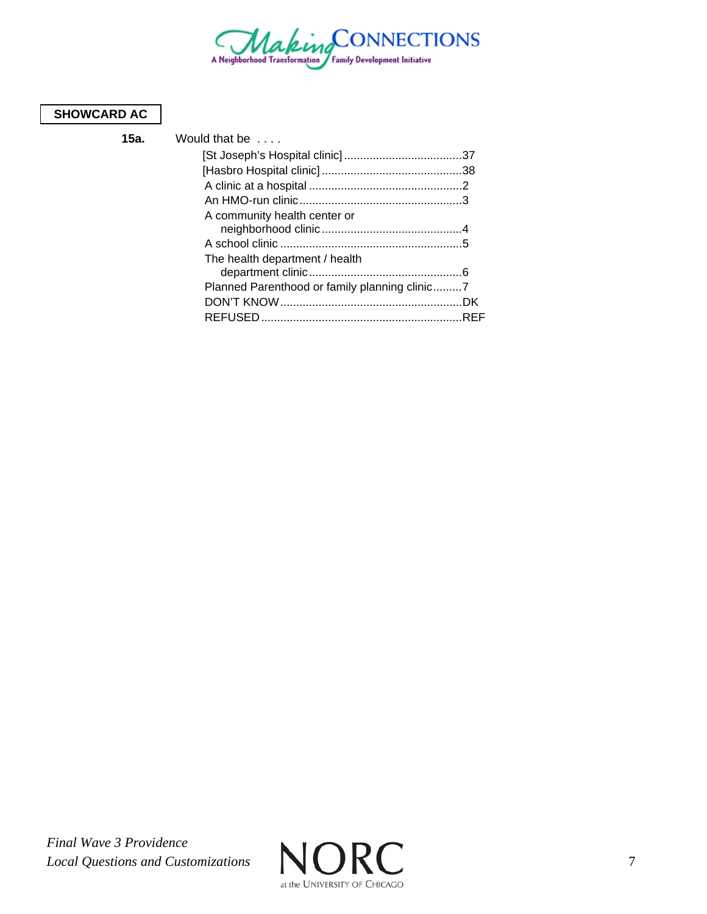**SHOWCARD AC**

**15a.** Would that be . . . .

[St Joseph's Hospital clinic] ..................................... 37
[Hasbro Hospital clinic] ............................................ 38
A clinic at a hospital ................................................ 2
An HMO-run clinic .................................................... 3
A community health center or
neighborhood clinic ............................................ 4
A school clinic ......................................................... 5
The health department / health
department clinic ................................................ 6
Planned Parenthood or family planning clinic ......... 7
DON'T KNOW ......................................................... DK
REFUSED ............................................................... REF

*Final Wave 3 Providence*
*Local Questions and Customizations*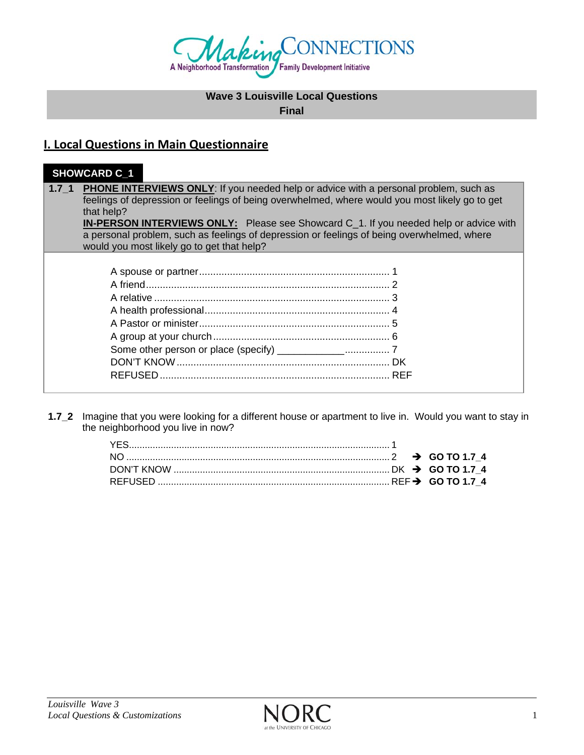**Wave 3 Louisville Local Questions**
**Final**

## I. Local Questions in Main Questionnaire

**SHOWCARD C_1**

**1.7_1** **PHONE INTERVIEWS ONLY**: If you needed help or advice with a personal problem, such as feelings of depression or feelings of being overwhelmed, where would you most likely go to get that help?
**IN-PERSON INTERVIEWS ONLY:** Please see Showcard C_1. If you needed help or advice with a personal problem, such as feelings of depression or feelings of being overwhelmed, where would you most likely go to get that help?

- A spouse or partner .................................................................... 1
- A friend ....................................................................................... 2
- A relative .................................................................................... 3
- A health professional .................................................................. 4
- A Pastor or minister .................................................................... 5
- A group at your church ............................................................... 6
- Some other person or place (specify) ____________ ................ 7
- DON'T KNOW ............................................................................ DK
- REFUSED .................................................................................. REF

**1.7_2** Imagine that you were looking for a different house or apartment to live in. Would you want to stay in the neighborhood you live in now?

- YES ............................................................................................ 1
- NO ............................................................................................. 2 → **GO TO 1.7_4**
- DON'T KNOW ............................................................................ DK → **GO TO 1.7_4**
- REFUSED .................................................................................. REF → **GO TO 1.7_4**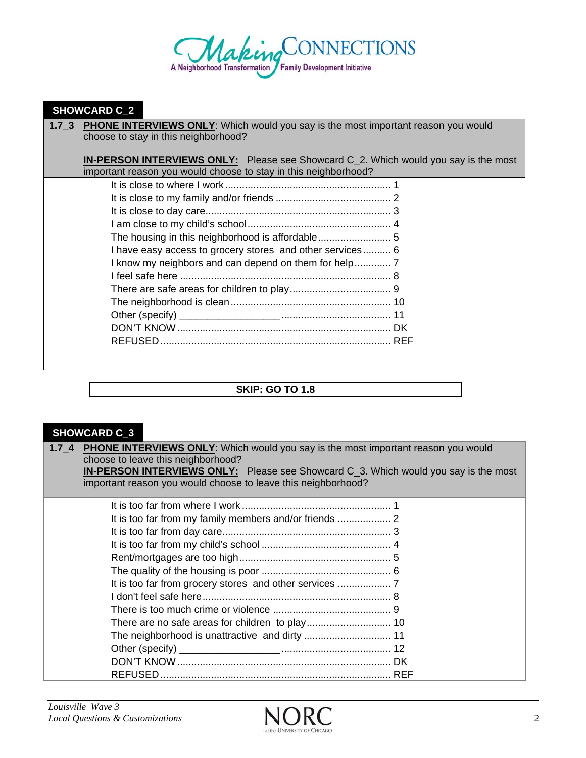## SHOWCARD C_2

**1.7_3** **PHONE INTERVIEWS ONLY**: Which would you say is the most important reason you would choose to stay in this neighborhood?

**IN-PERSON INTERVIEWS ONLY:** Please see Showcard C_2. Which would you say is the most important reason you would choose to stay in this neighborhood?

| Response | Code |
|---|---|
| It is close to where I work | 1 |
| It is close to my family and/or friends | 2 |
| It is close to day care | 3 |
| I am close to my child's school | 4 |
| The housing in this neighborhood is affordable | 5 |
| I have easy access to grocery stores and other services | 6 |
| I know my neighbors and can depend on them for help | 7 |
| I feel safe here | 8 |
| There are safe areas for children to play | 9 |
| The neighborhood is clean | 10 |
| Other (specify) __________________ | 11 |
| DON'T KNOW | DK |
| REFUSED | REF |

**SKIP: GO TO 1.8**

## SHOWCARD C_3

**1.7_4** **PHONE INTERVIEWS ONLY**: Which would you say is the most important reason you would choose to leave this neighborhood?
**IN-PERSON INTERVIEWS ONLY:** Please see Showcard C_3. Which would you say is the most important reason you would choose to leave this neighborhood?

| Response | Code |
|---|---|
| It is too far from where I work | 1 |
| It is too far from my family members and/or friends | 2 |
| It is too far from day care | 3 |
| It is too far from my child's school | 4 |
| Rent/mortgages are too high | 5 |
| The quality of the housing is poor | 6 |
| It is too far from grocery stores and other services | 7 |
| I don't feel safe here | 8 |
| There is too much crime or violence | 9 |
| There are no safe areas for children to play | 10 |
| The neighborhood is unattractive and dirty | 11 |
| Other (specify) __________________ | 12 |
| DON'T KNOW | DK |
| REFUSED | REF |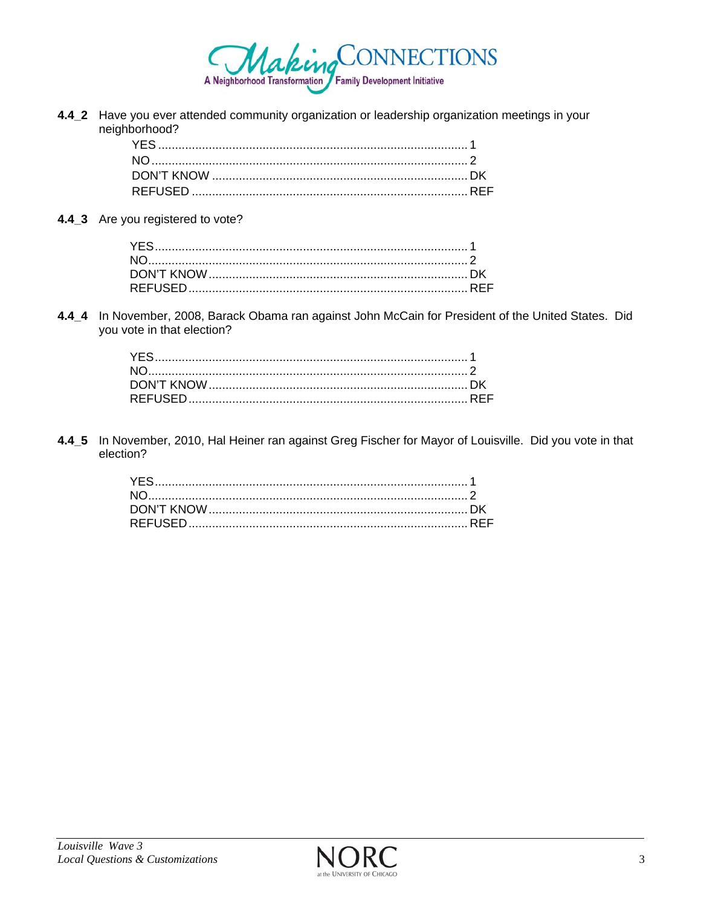**4.4_2** Have you ever attended community organization or leadership organization meetings in your neighborhood?

| | |
|---|---|
| YES | 1 |
| NO | 2 |
| DON'T KNOW | DK |
| REFUSED | REF |

**4.4_3** Are you registered to vote?

| | |
|---|---|
| YES | 1 |
| NO | 2 |
| DON'T KNOW | DK |
| REFUSED | REF |

**4.4_4** In November, 2008, Barack Obama ran against John McCain for President of the United States. Did you vote in that election?

| | |
|---|---|
| YES | 1 |
| NO | 2 |
| DON'T KNOW | DK |
| REFUSED | REF |

**4.4_5** In November, 2010, Hal Heiner ran against Greg Fischer for Mayor of Louisville. Did you vote in that election?

| | |
|---|---|
| YES | 1 |
| NO | 2 |
| DON'T KNOW | DK |
| REFUSED | REF |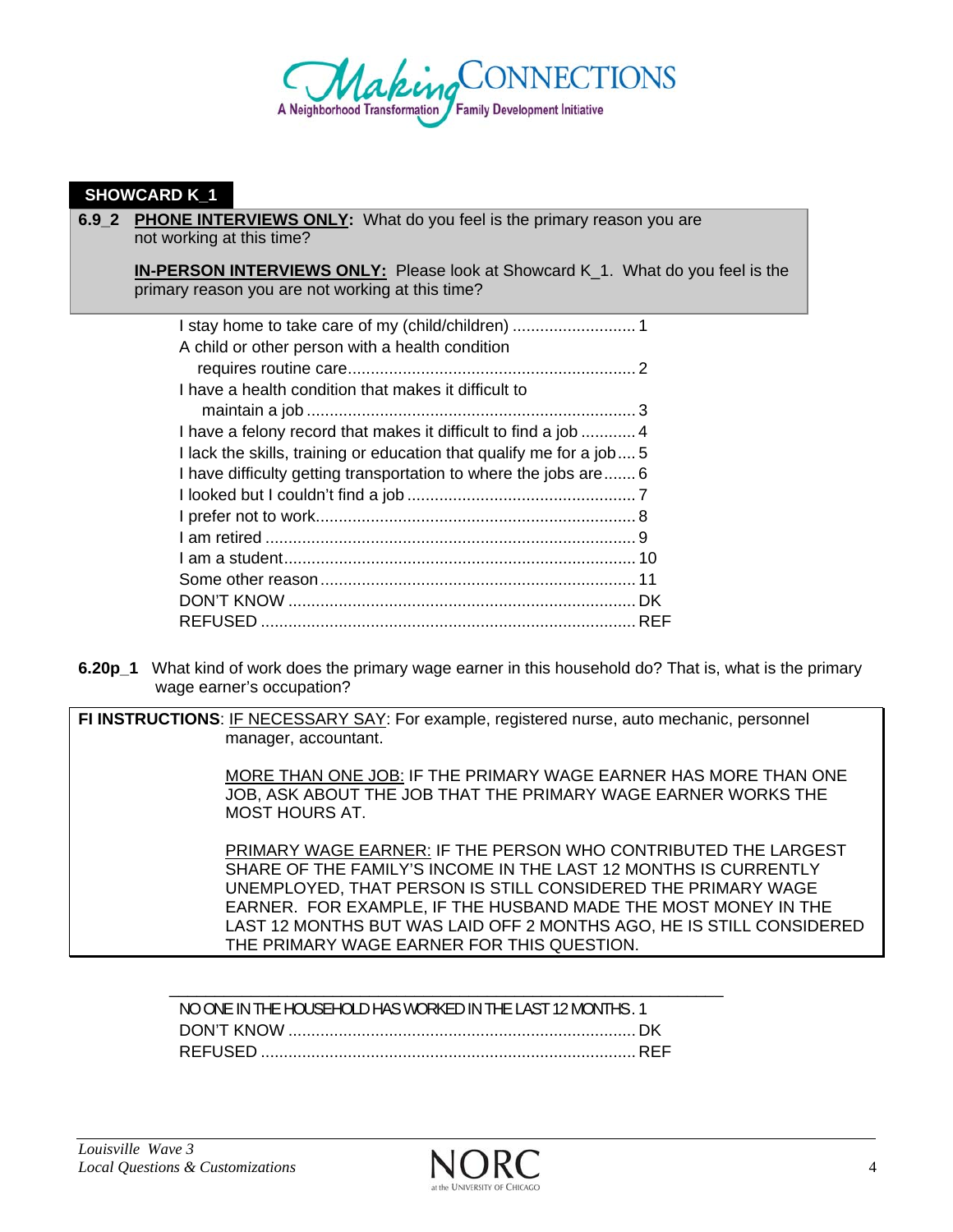**SHOWCARD K_1**

**6.9_2** **PHONE INTERVIEWS ONLY:** What do you feel is the primary reason you are not working at this time?

**IN-PERSON INTERVIEWS ONLY:** Please look at Showcard K_1. What do you feel is the primary reason you are not working at this time?

| | |
|---|---|
| I stay home to take care of my (child/children) | 1 |
| A child or other person with a health condition requires routine care | 2 |
| I have a health condition that makes it difficult to maintain a job | 3 |
| I have a felony record that makes it difficult to find a job | 4 |
| I lack the skills, training or education that qualify me for a job | 5 |
| I have difficulty getting transportation to where the jobs are | 6 |
| I looked but I couldn't find a job | 7 |
| I prefer not to work | 8 |
| I am retired | 9 |
| I am a student | 10 |
| Some other reason | 11 |
| DON'T KNOW | DK |
| REFUSED | REF |

**6.20p_1** What kind of work does the primary wage earner in this household do? That is, what is the primary wage earner's occupation?

**FI INSTRUCTIONS**: IF NECESSARY SAY: For example, registered nurse, auto mechanic, personnel manager, accountant.

MORE THAN ONE JOB: IF THE PRIMARY WAGE EARNER HAS MORE THAN ONE JOB, ASK ABOUT THE JOB THAT THE PRIMARY WAGE EARNER WORKS THE MOST HOURS AT.

PRIMARY WAGE EARNER: IF THE PERSON WHO CONTRIBUTED THE LARGEST SHARE OF THE FAMILY'S INCOME IN THE LAST 12 MONTHS IS CURRENTLY UNEMPLOYED, THAT PERSON IS STILL CONSIDERED THE PRIMARY WAGE EARNER. FOR EXAMPLE, IF THE HUSBAND MADE THE MOST MONEY IN THE LAST 12 MONTHS BUT WAS LAID OFF 2 MONTHS AGO, HE IS STILL CONSIDERED THE PRIMARY WAGE EARNER FOR THIS QUESTION.

______________________________________________

| | |
|---|---|
| NO ONE IN THE HOUSEHOLD HAS WORKED IN THE LAST 12 MONTHS | 1 |
| DON'T KNOW | DK |
| REFUSED | REF |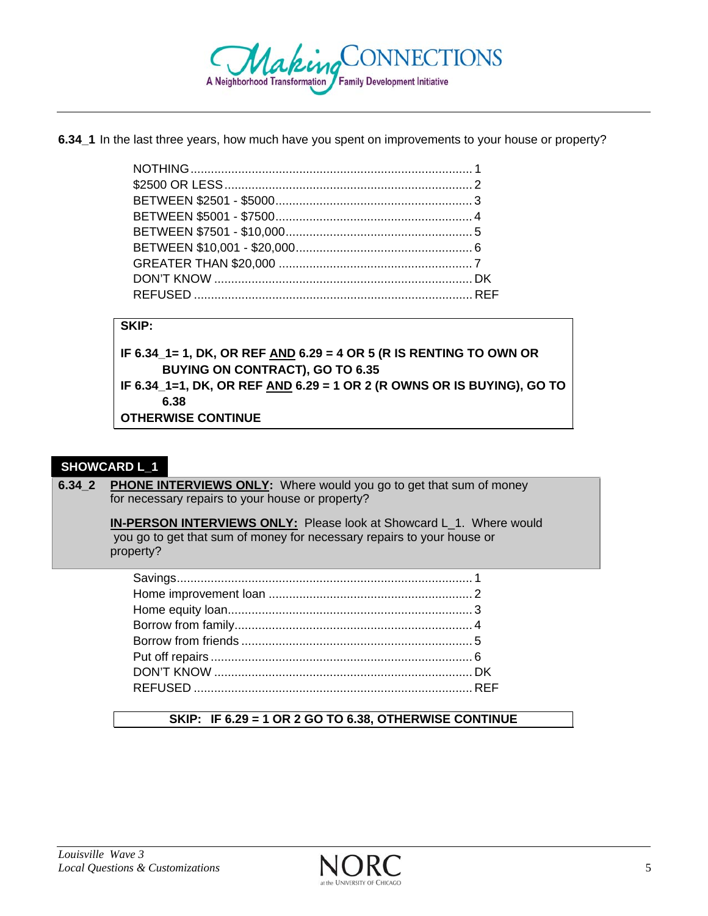**6.34_1** In the last three years, how much have you spent on improvements to your house or property?

| | |
|---|---|
| NOTHING | 1 |
| $2500 OR LESS | 2 |
| BETWEEN $2501 - $5000 | 3 |
| BETWEEN $5001 - $7500 | 4 |
| BETWEEN $7501 - $10,000 | 5 |
| BETWEEN $10,001 - $20,000 | 6 |
| GREATER THAN $20,000 | 7 |
| DON'T KNOW | DK |
| REFUSED | REF |

**SKIP:**

**IF 6.34_1= 1, DK, OR REF AND 6.29 = 4 OR 5 (R IS RENTING TO OWN OR BUYING ON CONTRACT), GO TO 6.35**
**IF 6.34_1=1, DK, OR REF AND 6.29 = 1 OR 2 (R OWNS OR IS BUYING), GO TO 6.38**
**OTHERWISE CONTINUE**

**SHOWCARD L_1**

**6.34_2** **PHONE INTERVIEWS ONLY:** Where would you go to get that sum of money for necessary repairs to your house or property?

**IN-PERSON INTERVIEWS ONLY:** Please look at Showcard L_1. Where would you go to get that sum of money for necessary repairs to your house or property?

| | |
|---|---|
| Savings | 1 |
| Home improvement loan | 2 |
| Home equity loan | 3 |
| Borrow from family | 4 |
| Borrow from friends | 5 |
| Put off repairs | 6 |
| DON'T KNOW | DK |
| REFUSED | REF |

**SKIP: IF 6.29 = 1 OR 2 GO TO 6.38, OTHERWISE CONTINUE**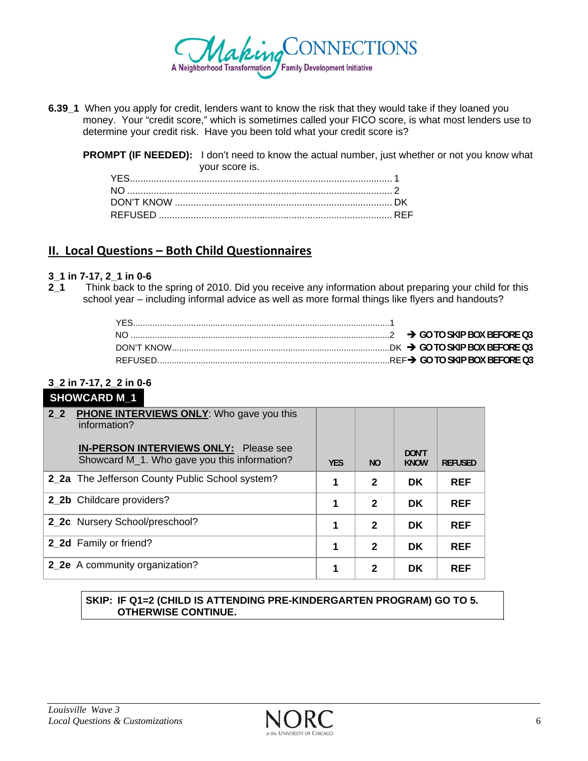**6.39_1** When you apply for credit, lenders want to know the risk that they would take if they loaned you money. Your "credit score," which is sometimes called your FICO score, is what most lenders use to determine your credit risk. Have you been told what your credit score is?

**PROMPT (IF NEEDED):** I don't need to know the actual number, just whether or not you know what your score is.

YES........................................................................................... 1
NO ............................................................................................ 2
DON'T KNOW ........................................................................... DK
REFUSED .................................................................................. REF

## II. Local Questions – Both Child Questionnaires

**3_1 in 7-17, 2_1 in 0-6**

**2_1** Think back to the spring of 2010. Did you receive any information about preparing your child for this school year – including informal advice as well as more formal things like flyers and handouts?

YES...........................................................................................1
NO ............................................................................................2 → **GO TO SKIP BOX BEFORE Q3**
DON'T KNOW...........................................................................DK → **GO TO SKIP BOX BEFORE Q3**
REFUSED..................................................................................REF → **GO TO SKIP BOX BEFORE Q3**

**3_2 in 7-17, 2_2 in 0-6**

**SHOWCARD M_1**

| **2_2** **PHONE INTERVIEWS ONLY**: Who gave you this information? **IN-PERSON INTERVIEWS ONLY:** Please see Showcard M_1. Who gave you this information? | **YES** | **NO** | **DON'T KNOW** | **REFUSED** |
|---|---|---|---|---|
| **2_2a** The Jefferson County Public School system? | **1** | **2** | **DK** | **REF** |
| **2_2b** Childcare providers? | **1** | **2** | **DK** | **REF** |
| **2_2c** Nursery School/preschool? | **1** | **2** | **DK** | **REF** |
| **2_2d** Family or friend? | **1** | **2** | **DK** | **REF** |
| **2_2e** A community organization? | **1** | **2** | **DK** | **REF** |

**SKIP: IF Q1=2 (CHILD IS ATTENDING PRE-KINDERGARTEN PROGRAM) GO TO 5. OTHERWISE CONTINUE.**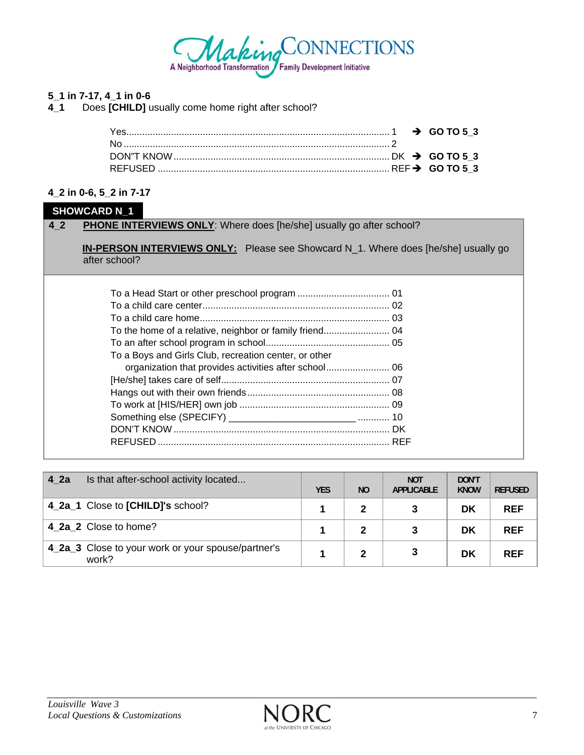**5_1 in 7-17, 4_1 in 0-6**

**4_1** Does **[CHILD]** usually come home right after school?

| | | |
|---|---|---|
| Yes | 1 | → **GO TO 5_3** |
| No | 2 | |
| DON"T KNOW | DK | → **GO TO 5_3** |
| REFUSED | REF | → **GO TO 5_3** |

**4_2 in 0-6, 5_2 in 7-17**

**SHOWCARD N_1**

**4_2** **PHONE INTERVIEWS ONLY**: Where does [he/she] usually go after school?

**IN-PERSON INTERVIEWS ONLY:** Please see Showcard N_1. Where does [he/she] usually go after school?

| | |
|---|---|
| To a Head Start or other preschool program | 01 |
| To a child care center | 02 |
| To a child care home | 03 |
| To the home of a relative, neighbor or family friend | 04 |
| To an after school program in school | 05 |
| To a Boys and Girls Club, recreation center, or other organization that provides activities after school | 06 |
| [He/she] takes care of self | 07 |
| Hangs out with their own friends | 08 |
| To work at [HIS/HER] own job | 09 |
| Something else (SPECIFY) ________________________ | 10 |
| DON'T KNOW | DK |
| REFUSED | REF |

| **4_2a** Is that after-school activity located... | YES | NO | NOT APPLICABLE | DON'T KNOW | REFUSED |
|---|---|---|---|---|---|
| **4_2a_1** Close to **[CHILD]'s** school? | **1** | **2** | **3** | **DK** | **REF** |
| **4_2a_2** Close to home? | **1** | **2** | **3** | **DK** | **REF** |
| **4_2a_3** Close to your work or your spouse/partner's work? | **1** | **2** | **3** | **DK** | **REF** |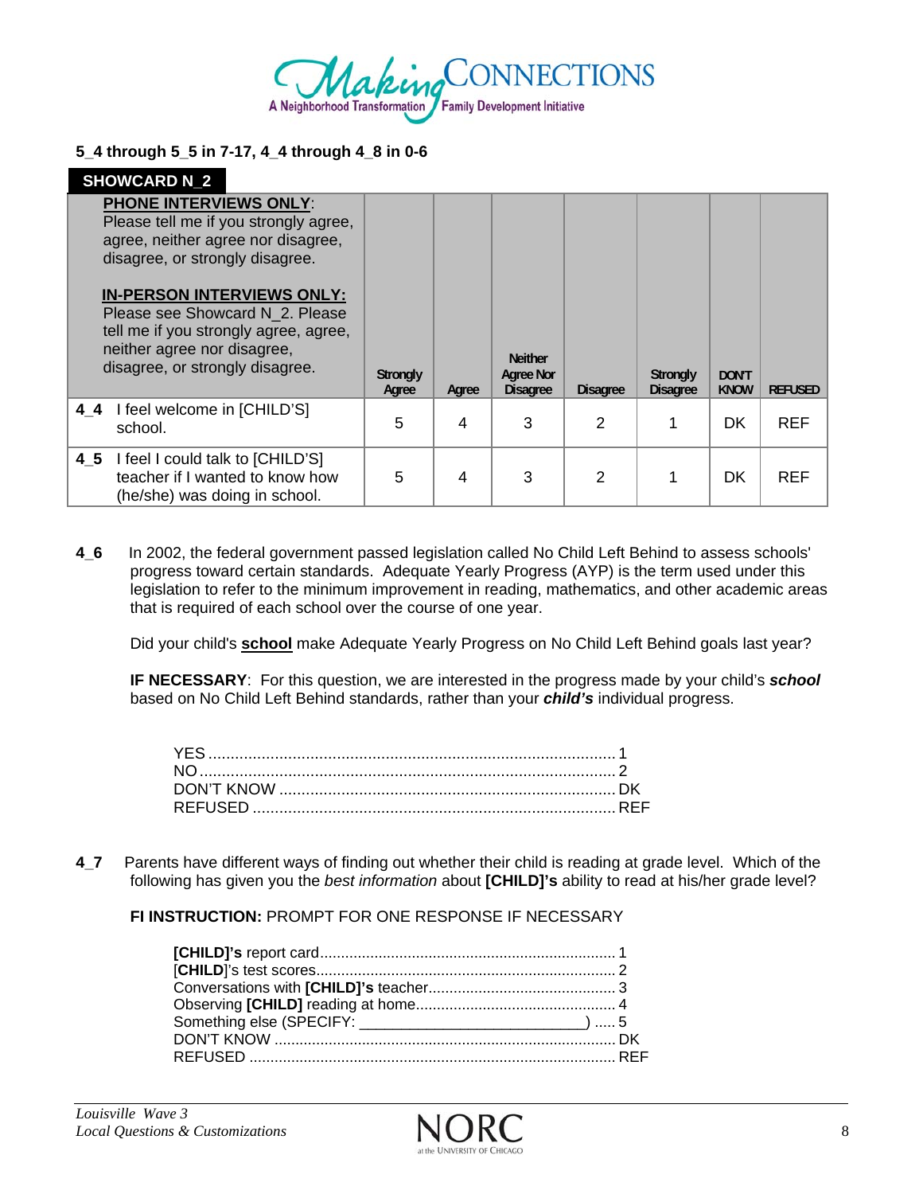**5_4 through 5_5 in 7-17, 4_4 through 4_8 in 0-6**

**SHOWCARD N_2**

| **PHONE INTERVIEWS ONLY**: Please tell me if you strongly agree, agree, neither agree nor disagree, disagree, or strongly disagree. **IN-PERSON INTERVIEWS ONLY:** Please see Showcard N_2. Please tell me if you strongly agree, agree, neither agree nor disagree, disagree, or strongly disagree. | Strongly Agree | Agree | Neither Agree Nor Disagree | Disagree | Strongly Disagree | DON'T KNOW | REFUSED |
|---|---|---|---|---|---|---|---|
| **4_4** I feel welcome in [CHILD'S] school. | 5 | 4 | 3 | 2 | 1 | DK | REF |
| **4_5** I feel I could talk to [CHILD'S] teacher if I wanted to know how (he/she) was doing in school. | 5 | 4 | 3 | 2 | 1 | DK | REF |

**4_6** In 2002, the federal government passed legislation called No Child Left Behind to assess schools' progress toward certain standards. Adequate Yearly Progress (AYP) is the term used under this legislation to refer to the minimum improvement in reading, mathematics, and other academic areas that is required of each school over the course of one year.

Did your child's **school** make Adequate Yearly Progress on No Child Left Behind goals last year?

**IF NECESSARY**: For this question, we are interested in the progress made by your child's ***school*** based on No Child Left Behind standards, rather than your ***child's*** individual progress.

YES .......... 1
NO .......... 2
DON'T KNOW .......... DK
REFUSED .......... REF

**4_7** Parents have different ways of finding out whether their child is reading at grade level. Which of the following has given you the *best information* about **[CHILD]'s** ability to read at his/her grade level?

**FI INSTRUCTION:** PROMPT FOR ONE RESPONSE IF NECESSARY

**[CHILD]'s** report card .......... 1
[**CHILD**]'s test scores .......... 2
Conversations with **[CHILD]'s** teacher .......... 3
Observing **[CHILD]** reading at home .......... 4
Something else (SPECIFY: ____________________) ..... 5
DON'T KNOW .......... DK
REFUSED .......... REF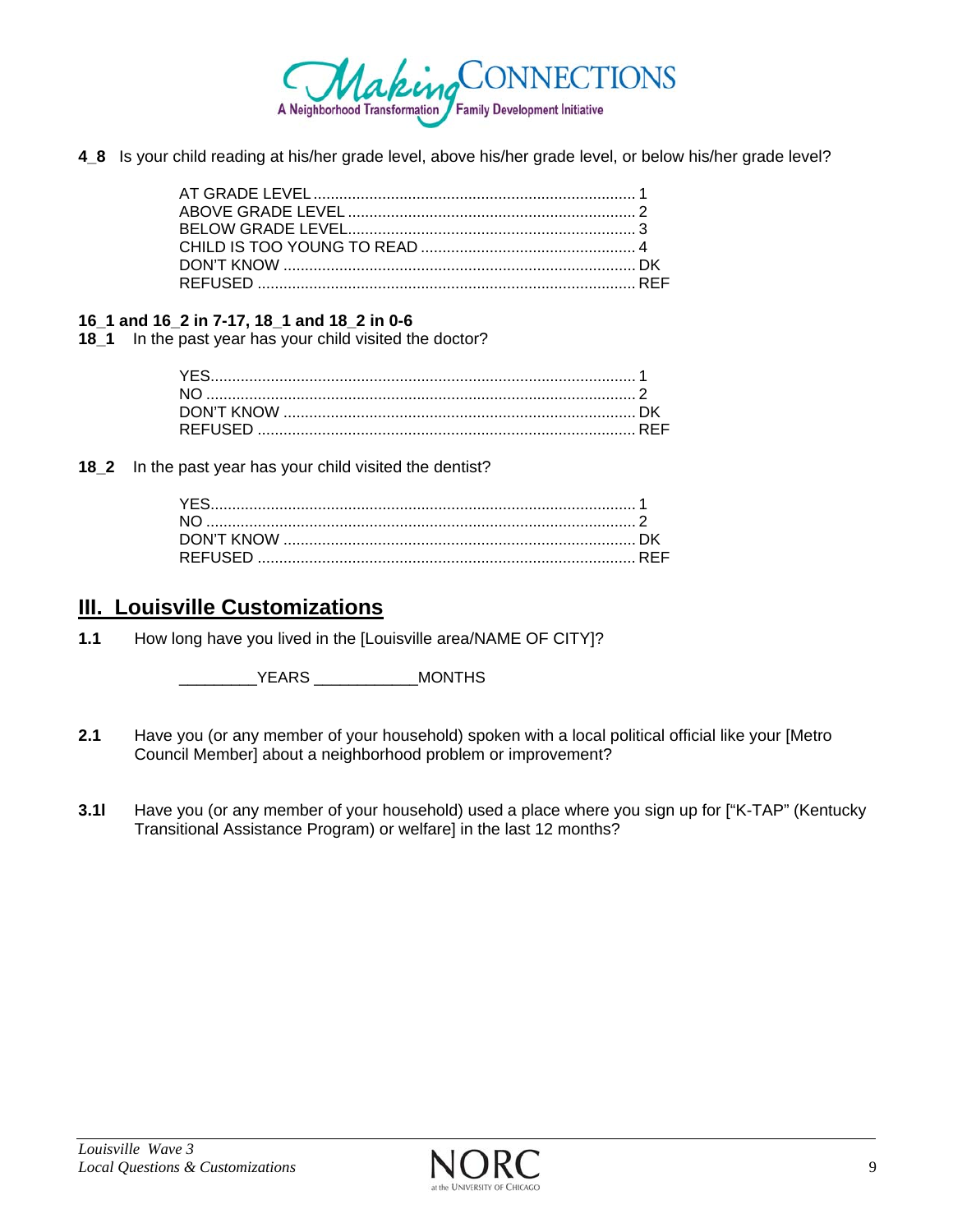**4_8** Is your child reading at his/her grade level, above his/her grade level, or below his/her grade level?

| | |
|---|---|
| AT GRADE LEVEL | 1 |
| ABOVE GRADE LEVEL | 2 |
| BELOW GRADE LEVEL | 3 |
| CHILD IS TOO YOUNG TO READ | 4 |
| DON'T KNOW | DK |
| REFUSED | REF |

**16_1 and 16_2 in 7-17, 18_1 and 18_2 in 0-6**

**18_1** In the past year has your child visited the doctor?

| | |
|---|---|
| YES | 1 |
| NO | 2 |
| DON'T KNOW | DK |
| REFUSED | REF |

**18_2** In the past year has your child visited the dentist?

| | |
|---|---|
| YES | 1 |
| NO | 2 |
| DON'T KNOW | DK |
| REFUSED | REF |

## III. Louisville Customizations

**1.1** How long have you lived in the [Louisville area/NAME OF CITY]?

_________YEARS ___________MONTHS

**2.1** Have you (or any member of your household) spoken with a local political official like your [Metro Council Member] about a neighborhood problem or improvement?

**3.1l** Have you (or any member of your household) used a place where you sign up for ["K-TAP" (Kentucky Transitional Assistance Program) or welfare] in the last 12 months?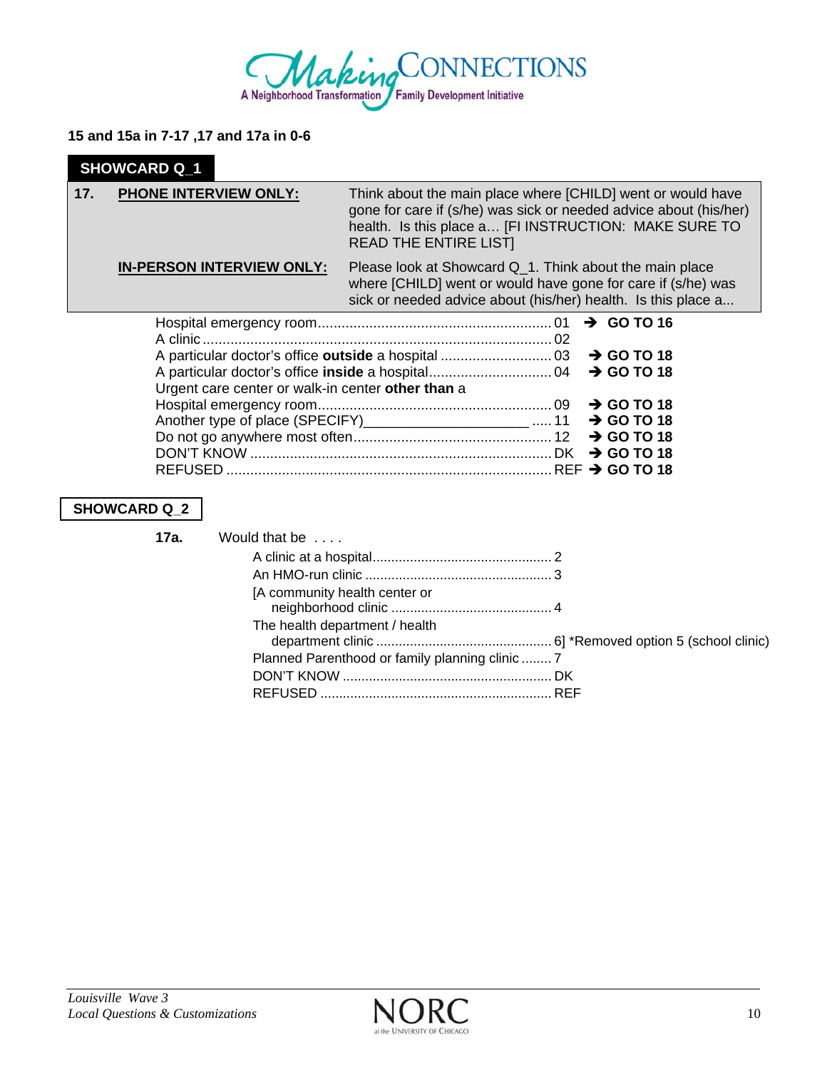**15 and 15a in 7-17 ,17 and 17a in 0-6**

**SHOWCARD Q_1**

| | | |
|---|---|---|
| **17.** | **PHONE INTERVIEW ONLY:** | Think about the main place where [CHILD] went or would have gone for care if (s/he) was sick or needed advice about (his/her) health. Is this place a… [FI INSTRUCTION: MAKE SURE TO READ THE ENTIRE LIST] |
| | **IN-PERSON INTERVIEW ONLY:** | Please look at Showcard Q_1. Think about the main place where [CHILD] went or would have gone for care if (s/he) was sick or needed advice about (his/her) health. Is this place a... |

| | | |
|---|---|---|
| Hospital emergency room | 01 | ➔ **GO TO 16** |
| A clinic | 02 | |
| A particular doctor's office **outside** a hospital | 03 | ➔ **GO TO 18** |
| A particular doctor's office **inside** a hospital | 04 | ➔ **GO TO 18** |
| Urgent care center or walk-in center **other than** a Hospital emergency room | 09 | ➔ **GO TO 18** |
| Another type of place (SPECIFY)____________________ | 11 | ➔ **GO TO 18** |
| Do not go anywhere most often | 12 | ➔ **GO TO 18** |
| DON'T KNOW | DK | ➔ **GO TO 18** |
| REFUSED | REF | ➔ **GO TO 18** |

**SHOWCARD Q_2**

**17a.** Would that be . . . .

| | | |
|---|---|---|
| A clinic at a hospital | 2 | |
| An HMO-run clinic | 3 | |
| [A community health center or neighborhood clinic | 4 | |
| The health department / health department clinic | 6] | *Removed option 5 (school clinic) |
| Planned Parenthood or family planning clinic | 7 | |
| DON'T KNOW | DK | |
| REFUSED | REF | |